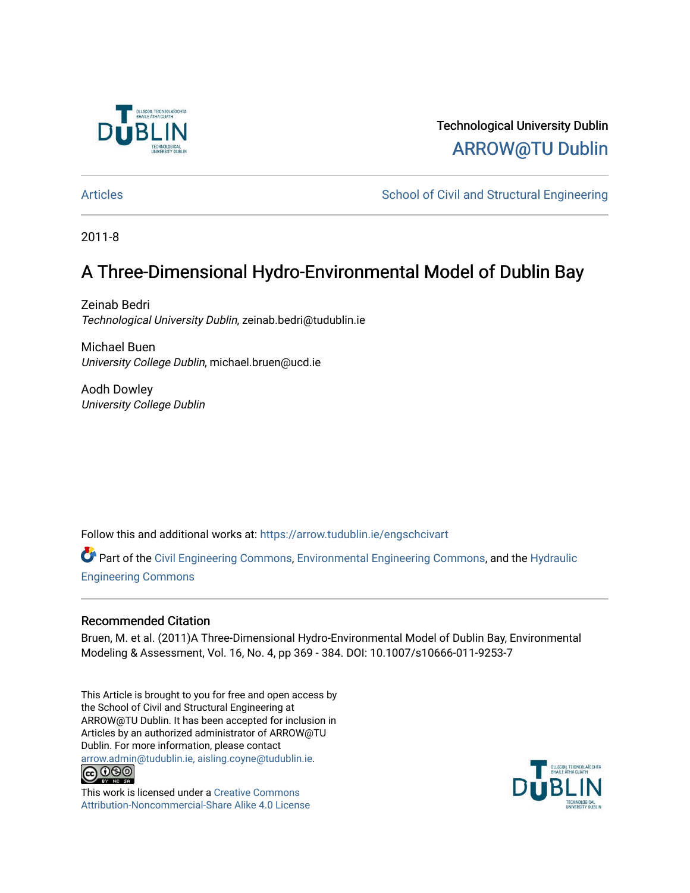Technological University Dublin

ARROW@TU Dublin

Articles

School of Civil and Structural Engineering

2011-8

# A Three-Dimensional Hydro-Environmental Model of Dublin Bay

Zeinab Bedri
*Technological University Dublin*, zeinab.bedri@tudublin.ie

Michael Buen
*University College Dublin*, michael.bruen@ucd.ie

Aodh Dowley
*University College Dublin*

Follow this and additional works at: https://arrow.tudublin.ie/engschcivart

Part of the Civil Engineering Commons, Environmental Engineering Commons, and the Hydraulic Engineering Commons

## Recommended Citation

Bruen, M. et al. (2011)A Three-Dimensional Hydro-Environmental Model of Dublin Bay, Environmental Modeling & Assessment, Vol. 16, No. 4, pp 369 - 384. DOI: 10.1007/s10666-011-9253-7

This Article is brought to you for free and open access by the School of Civil and Structural Engineering at ARROW@TU Dublin. It has been accepted for inclusion in Articles by an authorized administrator of ARROW@TU Dublin. For more information, please contact arrow.admin@tudublin.ie, aisling.coyne@tudublin.ie.

This work is licensed under a Creative Commons Attribution-Noncommercial-Share Alike 4.0 License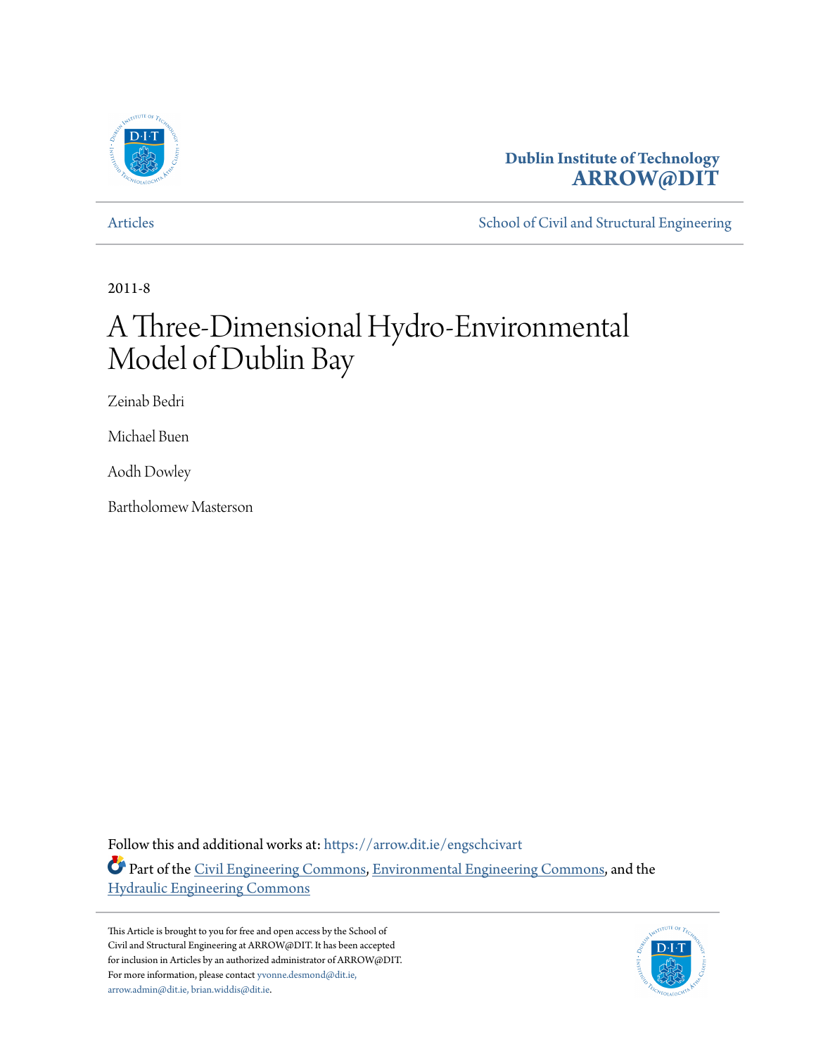Dublin Institute of Technology
**ARROW@DIT**

Articles | School of Civil and Structural Engineering

2011-8

# A Three-Dimensional Hydro-Environmental Model of Dublin Bay

Zeinab Bedri

Michael Buen

Aodh Dowley

Bartholomew Masterson

Follow this and additional works at: https://arrow.dit.ie/engschcivart

Part of the Civil Engineering Commons, Environmental Engineering Commons, and the Hydraulic Engineering Commons

This Article is brought to you for free and open access by the School of Civil and Structural Engineering at ARROW@DIT. It has been accepted for inclusion in Articles by an authorized administrator of ARROW@DIT. For more information, please contact yvonne.desmond@dit.ie, arrow.admin@dit.ie, brian.widdis@dit.ie.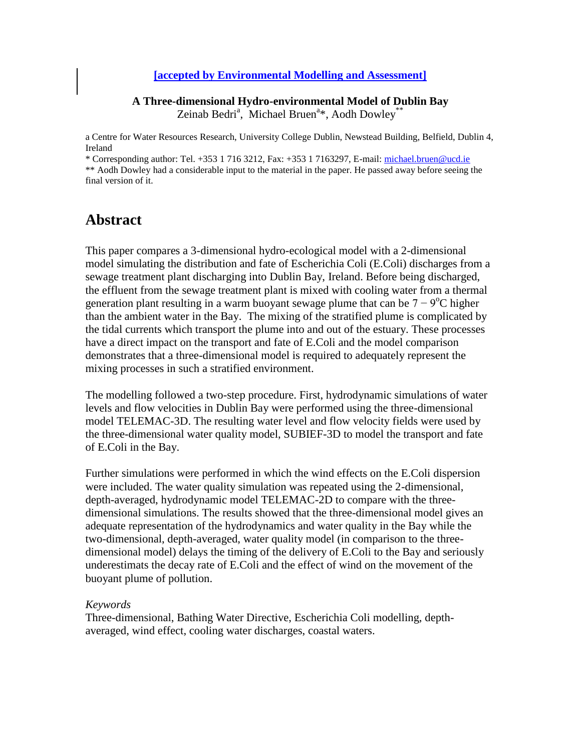**[accepted by Environmental Modelling and Assessment]**

**A Three-dimensional Hydro-environmental Model of Dublin Bay**

Zeinab Bedri[a], Michael Bruen[a]*, Aodh Dowley[**]

a Centre for Water Resources Research, University College Dublin, Newstead Building, Belfield, Dublin 4, Ireland

* Corresponding author: Tel. +353 1 716 3212, Fax: +353 1 7163297, E-mail: michael.bruen@ucd.ie

** Aodh Dowley had a considerable input to the material in the paper. He passed away before seeing the final version of it.

# Abstract

This paper compares a 3-dimensional hydro-ecological model with a 2-dimensional model simulating the distribution and fate of Escherichia Coli (E.Coli) discharges from a sewage treatment plant discharging into Dublin Bay, Ireland. Before being discharged, the effluent from the sewage treatment plant is mixed with cooling water from a thermal generation plant resulting in a warm buoyant sewage plume that can be $7-9^{o}$C higher than the ambient water in the Bay. The mixing of the stratified plume is complicated by the tidal currents which transport the plume into and out of the estuary. These processes have a direct impact on the transport and fate of E.Coli and the model comparison demonstrates that a three-dimensional model is required to adequately represent the mixing processes in such a stratified environment.

The modelling followed a two-step procedure. First, hydrodynamic simulations of water levels and flow velocities in Dublin Bay were performed using the three-dimensional model TELEMAC-3D. The resulting water level and flow velocity fields were used by the three-dimensional water quality model, SUBIEF-3D to model the transport and fate of E.Coli in the Bay.

Further simulations were performed in which the wind effects on the E.Coli dispersion were included. The water quality simulation was repeated using the 2-dimensional, depth-averaged, hydrodynamic model TELEMAC-2D to compare with the three-dimensional simulations. The results showed that the three-dimensional model gives an adequate representation of the hydrodynamics and water quality in the Bay while the two-dimensional, depth-averaged, water quality model (in comparison to the three-dimensional model) delays the timing of the delivery of E.Coli to the Bay and seriously underestimats the decay rate of E.Coli and the effect of wind on the movement of the buoyant plume of pollution.

*Keywords*

Three-dimensional, Bathing Water Directive, Escherichia Coli modelling, depth-averaged, wind effect, cooling water discharges, coastal waters.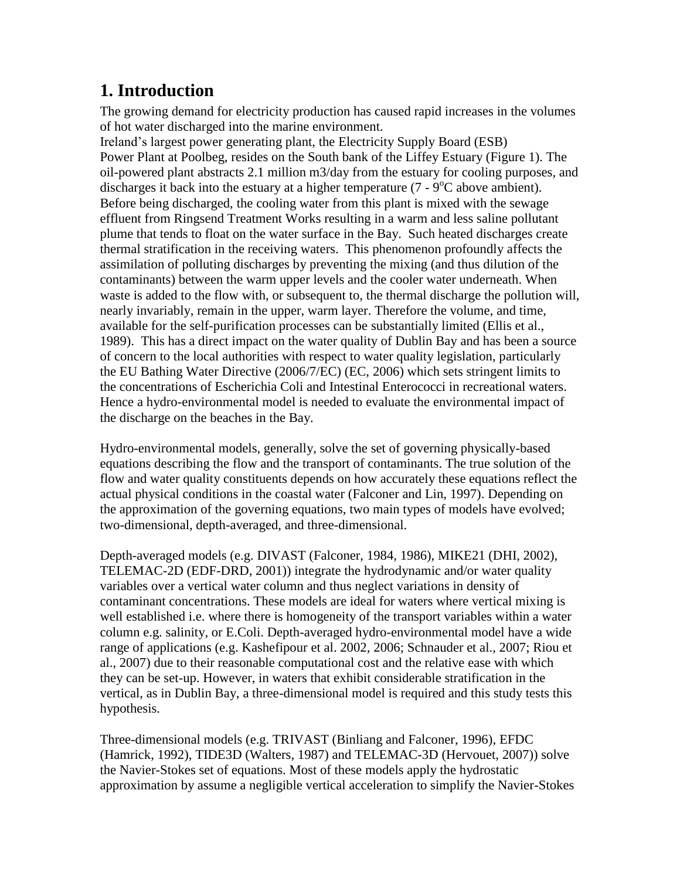## 1. Introduction

The growing demand for electricity production has caused rapid increases in the volumes of hot water discharged into the marine environment.
Ireland's largest power generating plant, the Electricity Supply Board (ESB) Power Plant at Poolbeg, resides on the South bank of the Liffey Estuary (Figure 1). The oil-powered plant abstracts 2.1 million m3/day from the estuary for cooling purposes, and discharges it back into the estuary at a higher temperature (7 - 9$^{o}$C above ambient). Before being discharged, the cooling water from this plant is mixed with the sewage effluent from Ringsend Treatment Works resulting in a warm and less saline pollutant plume that tends to float on the water surface in the Bay. Such heated discharges create thermal stratification in the receiving waters. This phenomenon profoundly affects the assimilation of polluting discharges by preventing the mixing (and thus dilution of the contaminants) between the warm upper levels and the cooler water underneath. When waste is added to the flow with, or subsequent to, the thermal discharge the pollution will, nearly invariably, remain in the upper, warm layer. Therefore the volume, and time, available for the self-purification processes can be substantially limited (Ellis et al., 1989). This has a direct impact on the water quality of Dublin Bay and has been a source of concern to the local authorities with respect to water quality legislation, particularly the EU Bathing Water Directive (2006/7/EC) (EC, 2006) which sets stringent limits to the concentrations of Escherichia Coli and Intestinal Enterococci in recreational waters. Hence a hydro-environmental model is needed to evaluate the environmental impact of the discharge on the beaches in the Bay.

Hydro-environmental models, generally, solve the set of governing physically-based equations describing the flow and the transport of contaminants. The true solution of the flow and water quality constituents depends on how accurately these equations reflect the actual physical conditions in the coastal water (Falconer and Lin, 1997). Depending on the approximation of the governing equations, two main types of models have evolved; two-dimensional, depth-averaged, and three-dimensional.

Depth-averaged models (e.g. DIVAST (Falconer, 1984, 1986), MIKE21 (DHI, 2002), TELEMAC-2D (EDF-DRD, 2001)) integrate the hydrodynamic and/or water quality variables over a vertical water column and thus neglect variations in density of contaminant concentrations. These models are ideal for waters where vertical mixing is well established i.e. where there is homogeneity of the transport variables within a water column e.g. salinity, or E.Coli. Depth-averaged hydro-environmental model have a wide range of applications (e.g. Kashefipour et al. 2002, 2006; Schnauder et al., 2007; Riou et al., 2007) due to their reasonable computational cost and the relative ease with which they can be set-up. However, in waters that exhibit considerable stratification in the vertical, as in Dublin Bay, a three-dimensional model is required and this study tests this hypothesis.

Three-dimensional models (e.g. TRIVAST (Binliang and Falconer, 1996), EFDC (Hamrick, 1992), TIDE3D (Walters, 1987) and TELEMAC-3D (Hervouet, 2007)) solve the Navier-Stokes set of equations. Most of these models apply the hydrostatic approximation by assume a negligible vertical acceleration to simplify the Navier-Stokes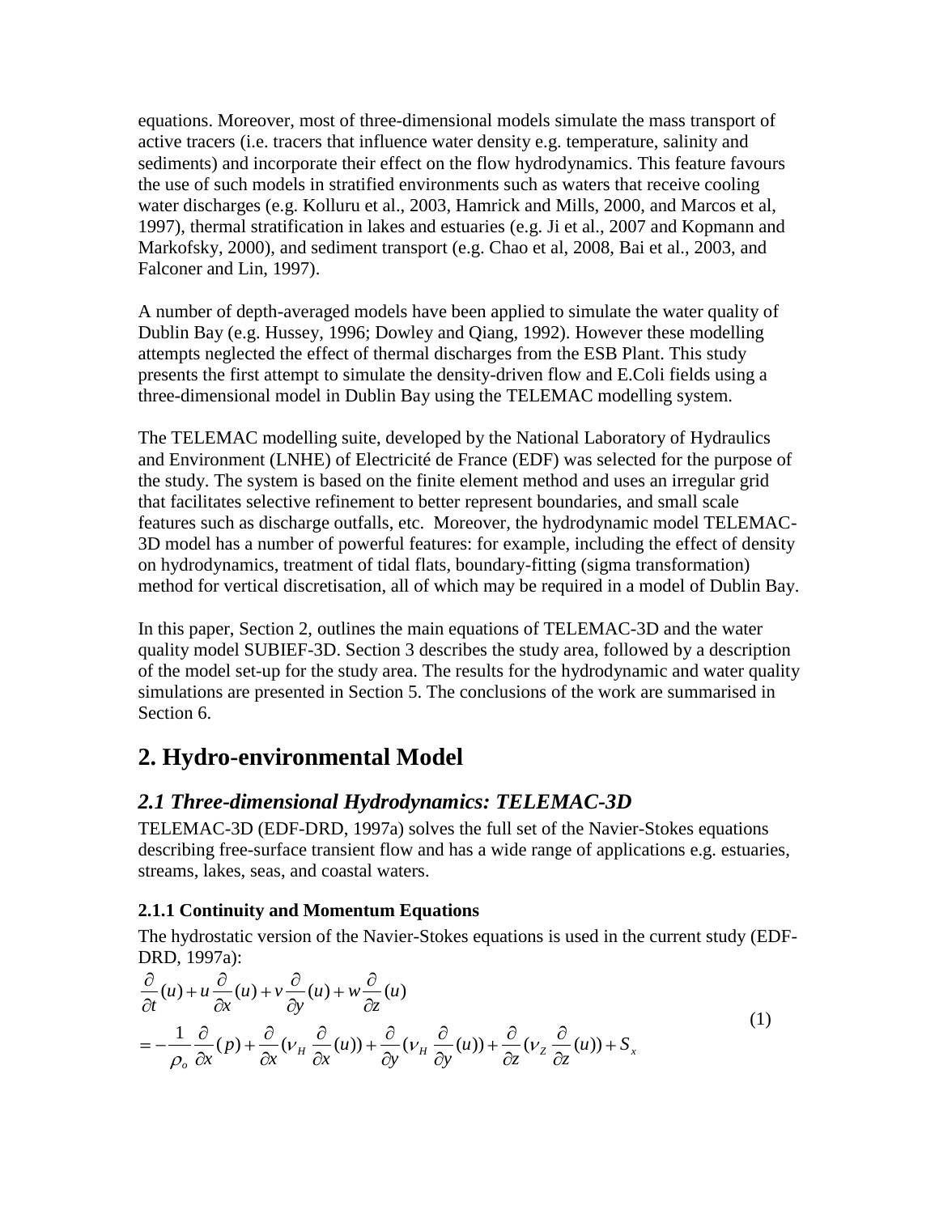equations. Moreover, most of three-dimensional models simulate the mass transport of active tracers (i.e. tracers that influence water density e.g. temperature, salinity and sediments) and incorporate their effect on the flow hydrodynamics. This feature favours the use of such models in stratified environments such as waters that receive cooling water discharges (e.g. Kolluru et al., 2003, Hamrick and Mills, 2000, and Marcos et al, 1997), thermal stratification in lakes and estuaries (e.g. Ji et al., 2007 and Kopmann and Markofsky, 2000), and sediment transport (e.g. Chao et al, 2008, Bai et al., 2003, and Falconer and Lin, 1997).

A number of depth-averaged models have been applied to simulate the water quality of Dublin Bay (e.g. Hussey, 1996; Dowley and Qiang, 1992). However these modelling attempts neglected the effect of thermal discharges from the ESB Plant. This study presents the first attempt to simulate the density-driven flow and E.Coli fields using a three-dimensional model in Dublin Bay using the TELEMAC modelling system.

The TELEMAC modelling suite, developed by the National Laboratory of Hydraulics and Environment (LNHE) of Electricité de France (EDF) was selected for the purpose of the study. The system is based on the finite element method and uses an irregular grid that facilitates selective refinement to better represent boundaries, and small scale features such as discharge outfalls, etc. Moreover, the hydrodynamic model TELEMAC-3D model has a number of powerful features: for example, including the effect of density on hydrodynamics, treatment of tidal flats, boundary-fitting (sigma transformation) method for vertical discretisation, all of which may be required in a model of Dublin Bay.

In this paper, Section 2, outlines the main equations of TELEMAC-3D and the water quality model SUBIEF-3D. Section 3 describes the study area, followed by a description of the model set-up for the study area. The results for the hydrodynamic and water quality simulations are presented in Section 5. The conclusions of the work are summarised in Section 6.

# 2. Hydro-environmental Model

## *2.1 Three-dimensional Hydrodynamics: TELEMAC-3D*

TELEMAC-3D (EDF-DRD, 1997a) solves the full set of the Navier-Stokes equations describing free-surface transient flow and has a wide range of applications e.g. estuaries, streams, lakes, seas, and coastal waters.

### 2.1.1 Continuity and Momentum Equations

The hydrostatic version of the Navier-Stokes equations is used in the current study (EDF-DRD, 1997a):

$$\begin{aligned}
&\frac{\partial}{\partial t}(u) + u\frac{\partial}{\partial x}(u) + v\frac{\partial}{\partial y}(u) + w\frac{\partial}{\partial z}(u) \\
&= -\frac{1}{\rho_o}\frac{\partial}{\partial x}(p) + \frac{\partial}{\partial x}(\nu_H\frac{\partial}{\partial x}(u)) + \frac{\partial}{\partial y}(\nu_H\frac{\partial}{\partial y}(u)) + \frac{\partial}{\partial z}(\nu_Z\frac{\partial}{\partial z}(u)) + S_x
\end{aligned} \tag{1}$$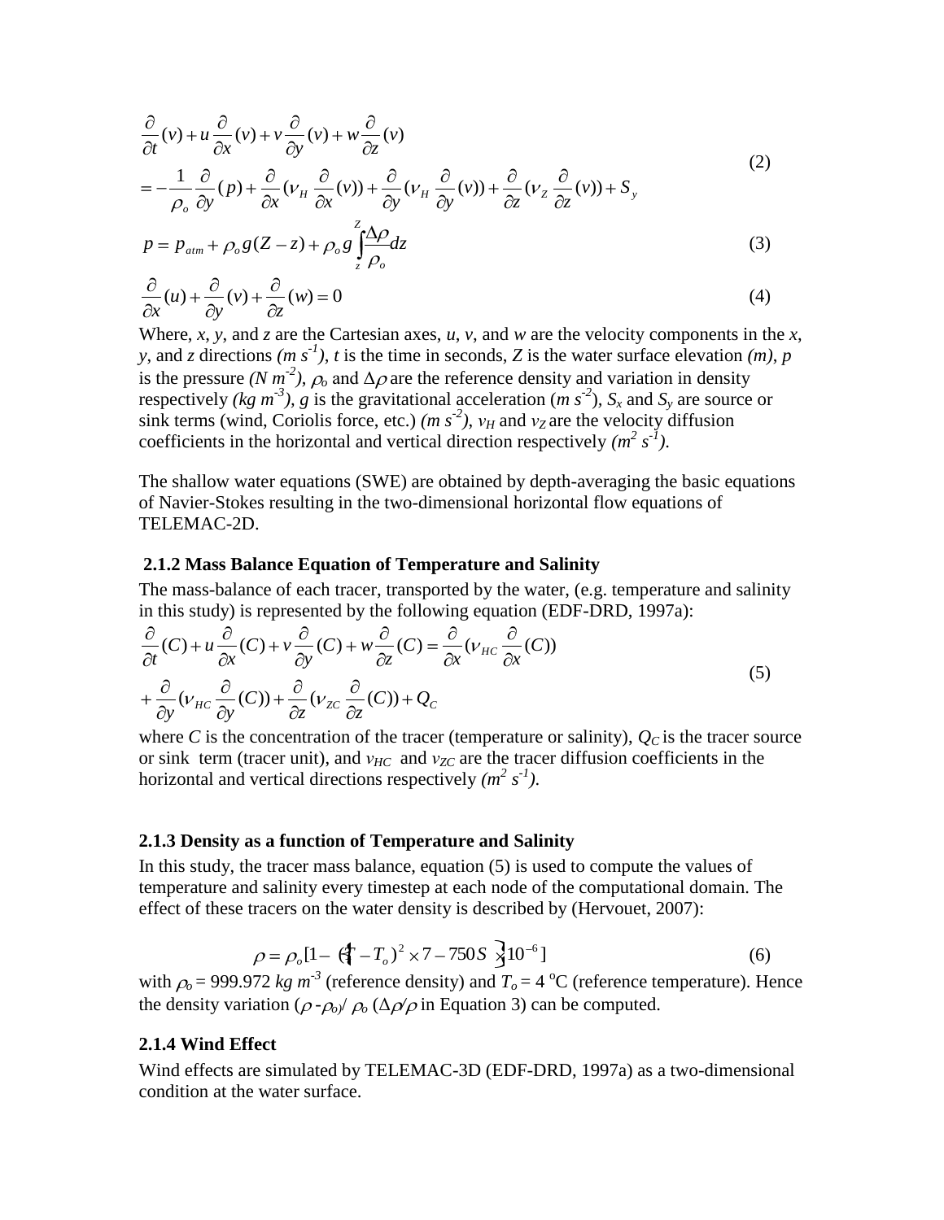$$
\begin{aligned}
&\frac{\partial}{\partial t}(v) + u\frac{\partial}{\partial x}(v) + v\frac{\partial}{\partial y}(v) + w\frac{\partial}{\partial z}(v) \\
&= -\frac{1}{\rho_o}\frac{\partial}{\partial y}(p) + \frac{\partial}{\partial x}(\nu_H \frac{\partial}{\partial x}(v)) + \frac{\partial}{\partial y}(\nu_H \frac{\partial}{\partial y}(v)) + \frac{\partial}{\partial z}(\nu_Z \frac{\partial}{\partial z}(v)) + S_y
\end{aligned} \tag{2}
$$

$$
p = p_{atm} + \rho_o g(Z - z) + \rho_o g \int_z^Z \frac{\Delta\rho}{\rho_o} dz \tag{3}
$$

$$
\frac{\partial}{\partial x}(u) + \frac{\partial}{\partial y}(v) + \frac{\partial}{\partial z}(w) = 0 \tag{4}
$$

Where, $x$, $y$, and $z$ are the Cartesian axes, $u$, $v$, and $w$ are the velocity components in the $x$, $y$, and $z$ directions *($m\ s^{-1}$)*, $t$ is the time in seconds, $Z$ is the water surface elevation *(m)*, $p$ is the pressure *($N\ m^{-2}$)*, $\rho_o$ and $\Delta\rho$ are the reference density and variation in density respectively *($kg\ m^{-3}$)*, $g$ is the gravitational acceleration ($m\ s^{-2}$), $S_x$ and $S_y$ are source or sink terms (wind, Coriolis force, etc.) *($m\ s^{-2}$)*, $\nu_H$ and $\nu_Z$ are the velocity diffusion coefficients in the horizontal and vertical direction respectively *($m^2\ s^{-1}$)*.

The shallow water equations (SWE) are obtained by depth-averaging the basic equations of Navier-Stokes resulting in the two-dimensional horizontal flow equations of TELEMAC-2D.

### 2.1.2 Mass Balance Equation of Temperature and Salinity

The mass-balance of each tracer, transported by the water, (e.g. temperature and salinity in this study) is represented by the following equation (EDF-DRD, 1997a):

$$
\begin{aligned}
&\frac{\partial}{\partial t}(C) + u\frac{\partial}{\partial x}(C) + v\frac{\partial}{\partial y}(C) + w\frac{\partial}{\partial z}(C) = \frac{\partial}{\partial x}(\nu_{HC}\frac{\partial}{\partial x}(C)) \\
&+ \frac{\partial}{\partial y}(\nu_{HC}\frac{\partial}{\partial y}(C)) + \frac{\partial}{\partial z}(\nu_{ZC}\frac{\partial}{\partial z}(C)) + Q_C
\end{aligned} \tag{5}
$$

where $C$ is the concentration of the tracer (temperature or salinity), $Q_C$ is the tracer source or sink term (tracer unit), and $\nu_{HC}$ and $\nu_{ZC}$ are the tracer diffusion coefficients in the horizontal and vertical directions respectively *($m^2\ s^{-1}$)*.

### 2.1.3 Density as a function of Temperature and Salinity

In this study, the tracer mass balance, equation (5) is used to compute the values of temperature and salinity every timestep at each node of the computational domain. The effect of these tracers on the water density is described by (Hervouet, 2007):

$$
\rho = \rho_o[1 - \{(T - T_o)^2 \times 7 - 750S\}10^{-6}] \tag{6}
$$

with $\rho_o$ = 999.972 $kg\ m^{-3}$ (reference density) and $T_o$ = 4 °C (reference temperature). Hence the density variation ($\rho - \rho_o$)/ $\rho_o$ ($\Delta\rho/\rho$ in Equation 3) can be computed.

### 2.1.4 Wind Effect

Wind effects are simulated by TELEMAC-3D (EDF-DRD, 1997a) as a two-dimensional condition at the water surface.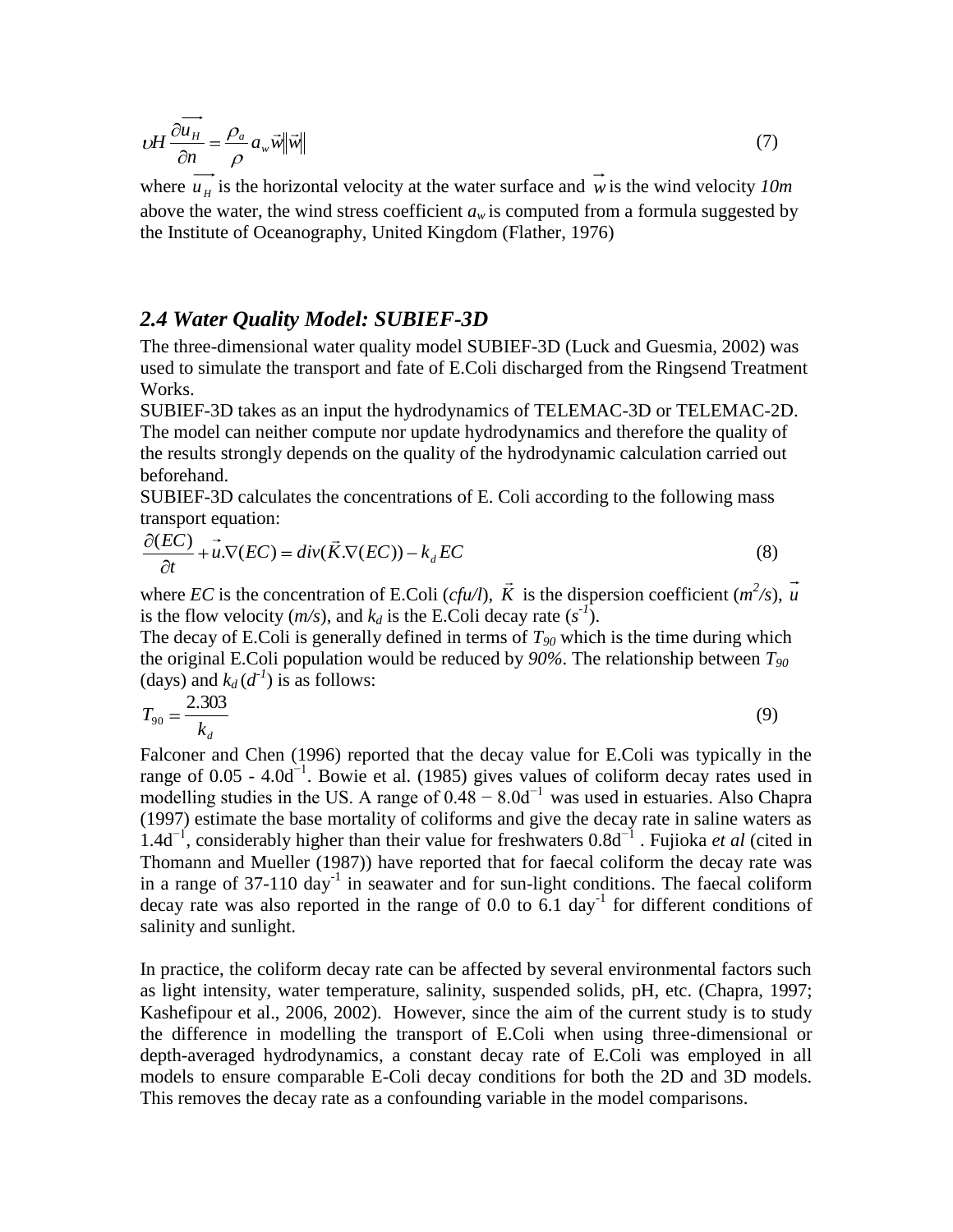$$\upsilon H \frac{\partial \overrightarrow{u_H}}{\partial n} = \frac{\rho_a}{\rho} a_w \vec{w} \|\vec{w}\| \tag{7}$$

where $\overrightarrow{u_H}$ is the horizontal velocity at the water surface and $\vec{w}$ is the wind velocity *10m* above the water, the wind stress coefficient $a_w$ is computed from a formula suggested by the Institute of Oceanography, United Kingdom (Flather, 1976)

### *2.4 Water Quality Model: SUBIEF-3D*

The three-dimensional water quality model SUBIEF-3D (Luck and Guesmia, 2002) was used to simulate the transport and fate of E.Coli discharged from the Ringsend Treatment Works.

SUBIEF-3D takes as an input the hydrodynamics of TELEMAC-3D or TELEMAC-2D. The model can neither compute nor update hydrodynamics and therefore the quality of the results strongly depends on the quality of the hydrodynamic calculation carried out beforehand.

SUBIEF-3D calculates the concentrations of E. Coli according to the following mass transport equation:

$$\frac{\partial (EC)}{\partial t} + \vec{u}.\nabla(EC) = div(\vec{K}.\nabla(EC)) - k_d EC \tag{8}$$

where $EC$ is the concentration of E.Coli (*cfu/l*), $\vec{K}$ is the dispersion coefficient (*m²/s*), $\vec{u}$ is the flow velocity (*m/s*), and $k_d$ is the E.Coli decay rate ($s^{-1}$).

The decay of E.Coli is generally defined in terms of $T_{90}$ which is the time during which the original E.Coli population would be reduced by *90%*. The relationship between $T_{90}$ (days) and $k_d$ ($d^{-1}$) is as follows:

$$T_{90} = \frac{2.303}{k_d} \tag{9}$$

Falconer and Chen (1996) reported that the decay value for E.Coli was typically in the range of 0.05 - 4.0$d^{-1}$. Bowie et al. (1985) gives values of coliform decay rates used in modelling studies in the US. A range of 0.48 − 8.0$d^{-1}$ was used in estuaries. Also Chapra (1997) estimate the base mortality of coliforms and give the decay rate in saline waters as 1.4$d^{-1}$, considerably higher than their value for freshwaters 0.8$d^{-1}$. Fujioka *et al* (cited in Thomann and Mueller (1987)) have reported that for faecal coliform the decay rate was in a range of 37-110 $day^{-1}$ in seawater and for sun-light conditions. The faecal coliform decay rate was also reported in the range of 0.0 to 6.1 $day^{-1}$ for different conditions of salinity and sunlight.

In practice, the coliform decay rate can be affected by several environmental factors such as light intensity, water temperature, salinity, suspended solids, pH, etc. (Chapra, 1997; Kashefipour et al., 2006, 2002). However, since the aim of the current study is to study the difference in modelling the transport of E.Coli when using three-dimensional or depth-averaged hydrodynamics, a constant decay rate of E.Coli was employed in all models to ensure comparable E-Coli decay conditions for both the 2D and 3D models. This removes the decay rate as a confounding variable in the model comparisons.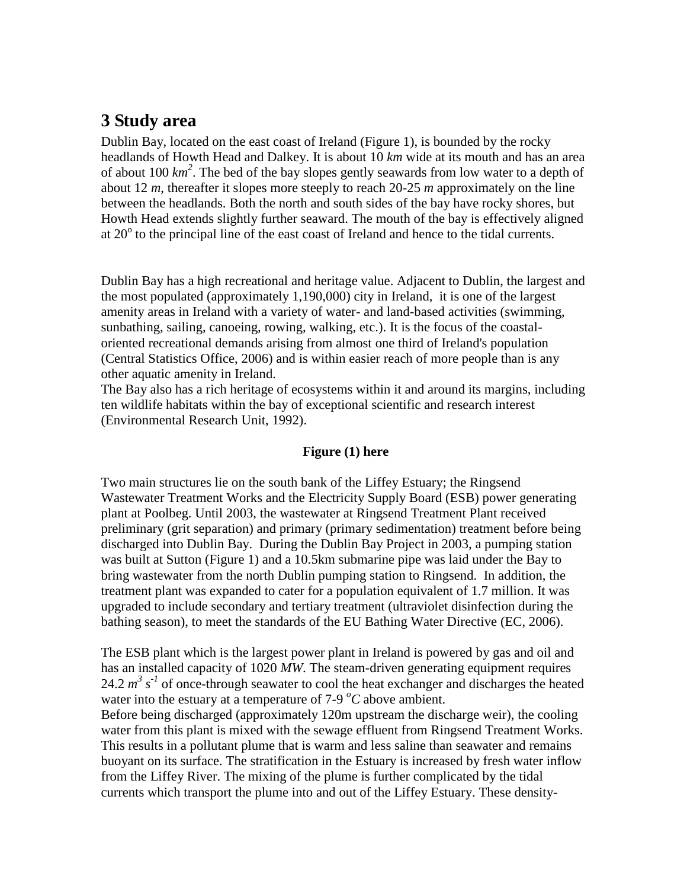## 3 Study area

Dublin Bay, located on the east coast of Ireland (Figure 1), is bounded by the rocky headlands of Howth Head and Dalkey. It is about 10 *km* wide at its mouth and has an area of about 100 $km^2$. The bed of the bay slopes gently seawards from low water to a depth of about 12 *m*, thereafter it slopes more steeply to reach 20-25 *m* approximately on the line between the headlands. Both the north and south sides of the bay have rocky shores, but Howth Head extends slightly further seaward. The mouth of the bay is effectively aligned at $20^o$ to the principal line of the east coast of Ireland and hence to the tidal currents.

Dublin Bay has a high recreational and heritage value. Adjacent to Dublin, the largest and the most populated (approximately 1,190,000) city in Ireland, it is one of the largest amenity areas in Ireland with a variety of water- and land-based activities (swimming, sunbathing, sailing, canoeing, rowing, walking, etc.). It is the focus of the coastal-oriented recreational demands arising from almost one third of Ireland's population (Central Statistics Office, 2006) and is within easier reach of more people than is any other aquatic amenity in Ireland.

The Bay also has a rich heritage of ecosystems within it and around its margins, including ten wildlife habitats within the bay of exceptional scientific and research interest (Environmental Research Unit, 1992).

**Figure (1) here**

Two main structures lie on the south bank of the Liffey Estuary; the Ringsend Wastewater Treatment Works and the Electricity Supply Board (ESB) power generating plant at Poolbeg. Until 2003, the wastewater at Ringsend Treatment Plant received preliminary (grit separation) and primary (primary sedimentation) treatment before being discharged into Dublin Bay. During the Dublin Bay Project in 2003, a pumping station was built at Sutton (Figure 1) and a 10.5km submarine pipe was laid under the Bay to bring wastewater from the north Dublin pumping station to Ringsend. In addition, the treatment plant was expanded to cater for a population equivalent of 1.7 million. It was upgraded to include secondary and tertiary treatment (ultraviolet disinfection during the bathing season), to meet the standards of the EU Bathing Water Directive (EC, 2006).

The ESB plant which is the largest power plant in Ireland is powered by gas and oil and has an installed capacity of 1020 *MW*. The steam-driven generating equipment requires 24.2 $m^3 s^{-1}$ of once-through seawater to cool the heat exchanger and discharges the heated water into the estuary at a temperature of 7-9 $^oC$ above ambient.

Before being discharged (approximately 120m upstream the discharge weir), the cooling water from this plant is mixed with the sewage effluent from Ringsend Treatment Works. This results in a pollutant plume that is warm and less saline than seawater and remains buoyant on its surface. The stratification in the Estuary is increased by fresh water inflow from the Liffey River. The mixing of the plume is further complicated by the tidal currents which transport the plume into and out of the Liffey Estuary. These density-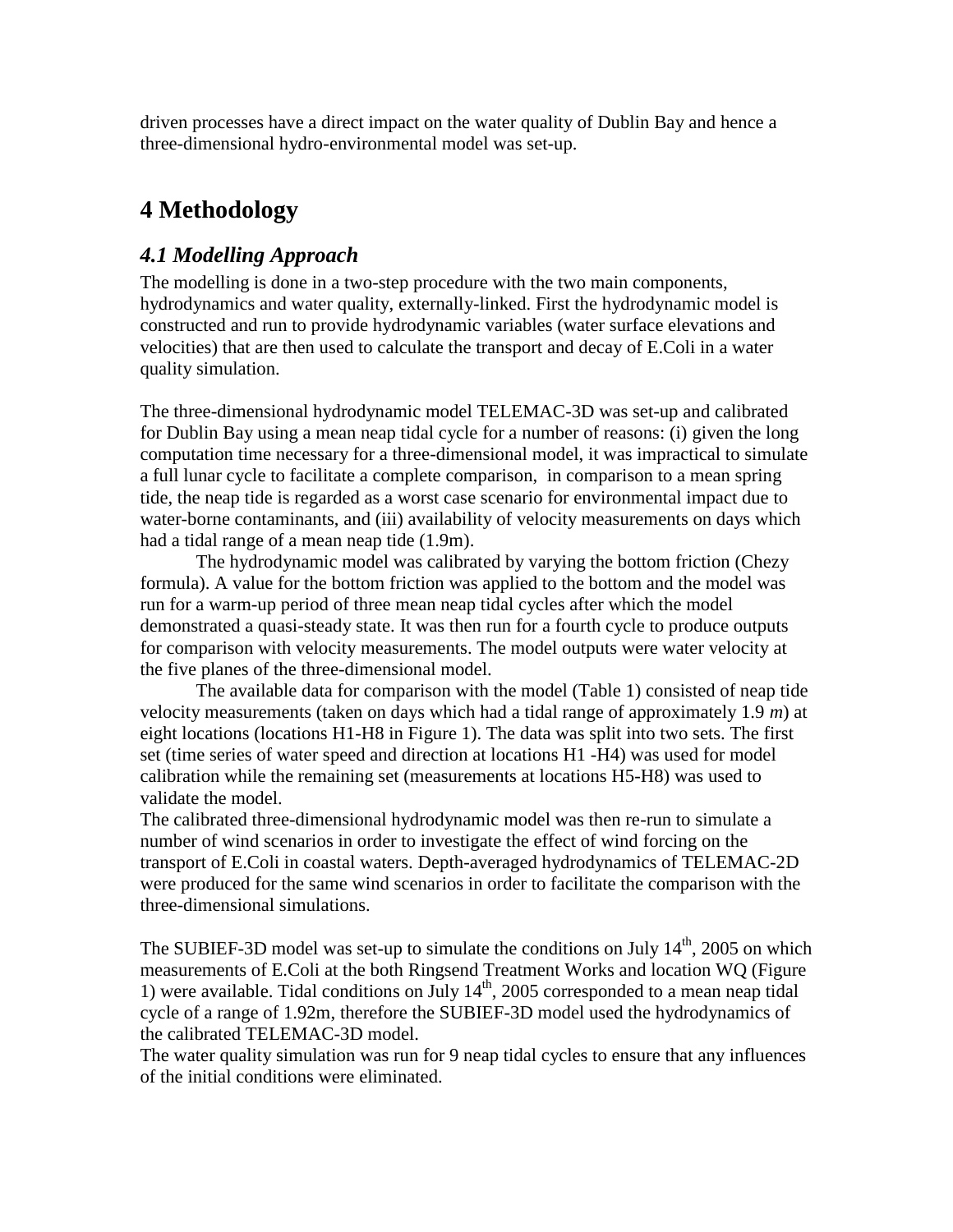driven processes have a direct impact on the water quality of Dublin Bay and hence a three-dimensional hydro-environmental model was set-up.

# 4 Methodology

## *4.1 Modelling Approach*

The modelling is done in a two-step procedure with the two main components, hydrodynamics and water quality, externally-linked. First the hydrodynamic model is constructed and run to provide hydrodynamic variables (water surface elevations and velocities) that are then used to calculate the transport and decay of E.Coli in a water quality simulation.

The three-dimensional hydrodynamic model TELEMAC-3D was set-up and calibrated for Dublin Bay using a mean neap tidal cycle for a number of reasons: (i) given the long computation time necessary for a three-dimensional model, it was impractical to simulate a full lunar cycle to facilitate a complete comparison, in comparison to a mean spring tide, the neap tide is regarded as a worst case scenario for environmental impact due to water-borne contaminants, and (iii) availability of velocity measurements on days which had a tidal range of a mean neap tide (1.9m).

The hydrodynamic model was calibrated by varying the bottom friction (Chezy formula). A value for the bottom friction was applied to the bottom and the model was run for a warm-up period of three mean neap tidal cycles after which the model demonstrated a quasi-steady state. It was then run for a fourth cycle to produce outputs for comparison with velocity measurements. The model outputs were water velocity at the five planes of the three-dimensional model.

The available data for comparison with the model (Table 1) consisted of neap tide velocity measurements (taken on days which had a tidal range of approximately 1.9 *m*) at eight locations (locations H1-H8 in Figure 1). The data was split into two sets. The first set (time series of water speed and direction at locations H1 -H4) was used for model calibration while the remaining set (measurements at locations H5-H8) was used to validate the model.

The calibrated three-dimensional hydrodynamic model was then re-run to simulate a number of wind scenarios in order to investigate the effect of wind forcing on the transport of E.Coli in coastal waters. Depth-averaged hydrodynamics of TELEMAC-2D were produced for the same wind scenarios in order to facilitate the comparison with the three-dimensional simulations.

The SUBIEF-3D model was set-up to simulate the conditions on July 14$^{th}$, 2005 on which measurements of E.Coli at the both Ringsend Treatment Works and location WQ (Figure 1) were available. Tidal conditions on July 14$^{th}$, 2005 corresponded to a mean neap tidal cycle of a range of 1.92m, therefore the SUBIEF-3D model used the hydrodynamics of the calibrated TELEMAC-3D model.

The water quality simulation was run for 9 neap tidal cycles to ensure that any influences of the initial conditions were eliminated.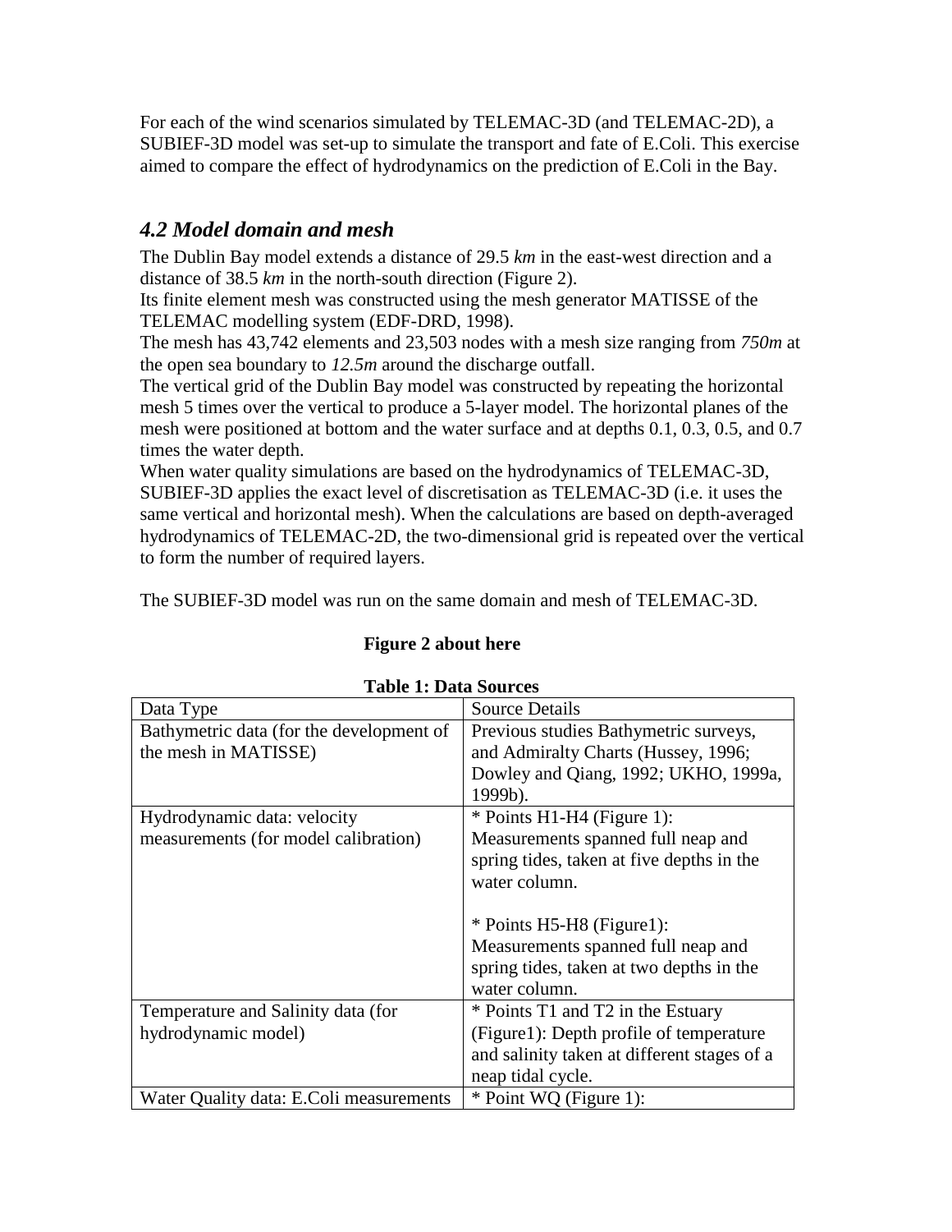For each of the wind scenarios simulated by TELEMAC-3D (and TELEMAC-2D), a SUBIEF-3D model was set-up to simulate the transport and fate of E.Coli. This exercise aimed to compare the effect of hydrodynamics on the prediction of E.Coli in the Bay.

## *4.2 Model domain and mesh*

The Dublin Bay model extends a distance of 29.5 *km* in the east-west direction and a distance of 38.5 *km* in the north-south direction (Figure 2).
Its finite element mesh was constructed using the mesh generator MATISSE of the TELEMAC modelling system (EDF-DRD, 1998).
The mesh has 43,742 elements and 23,503 nodes with a mesh size ranging from *750m* at the open sea boundary to *12.5m* around the discharge outfall.
The vertical grid of the Dublin Bay model was constructed by repeating the horizontal mesh 5 times over the vertical to produce a 5-layer model. The horizontal planes of the mesh were positioned at bottom and the water surface and at depths 0.1, 0.3, 0.5, and 0.7 times the water depth.
When water quality simulations are based on the hydrodynamics of TELEMAC-3D, SUBIEF-3D applies the exact level of discretisation as TELEMAC-3D (i.e. it uses the same vertical and horizontal mesh). When the calculations are based on depth-averaged hydrodynamics of TELEMAC-2D, the two-dimensional grid is repeated over the vertical to form the number of required layers.

The SUBIEF-3D model was run on the same domain and mesh of TELEMAC-3D.

**Figure 2 about here**

**Table 1: Data Sources**

| Data Type | Source Details |
|---|---|
| Bathymetric data (for the development of the mesh in MATISSE) | Previous studies Bathymetric surveys, and Admiralty Charts (Hussey, 1996; Dowley and Qiang, 1992; UKHO, 1999a, 1999b). |
| Hydrodynamic data: velocity measurements (for model calibration) | * Points H1-H4 (Figure 1): Measurements spanned full neap and spring tides, taken at five depths in the water column.<br><br>* Points H5-H8 (Figure1): Measurements spanned full neap and spring tides, taken at two depths in the water column. |
| Temperature and Salinity data (for hydrodynamic model) | * Points T1 and T2 in the Estuary (Figure1): Depth profile of temperature and salinity taken at different stages of a neap tidal cycle. |
| Water Quality data: E.Coli measurements | * Point WQ (Figure 1): |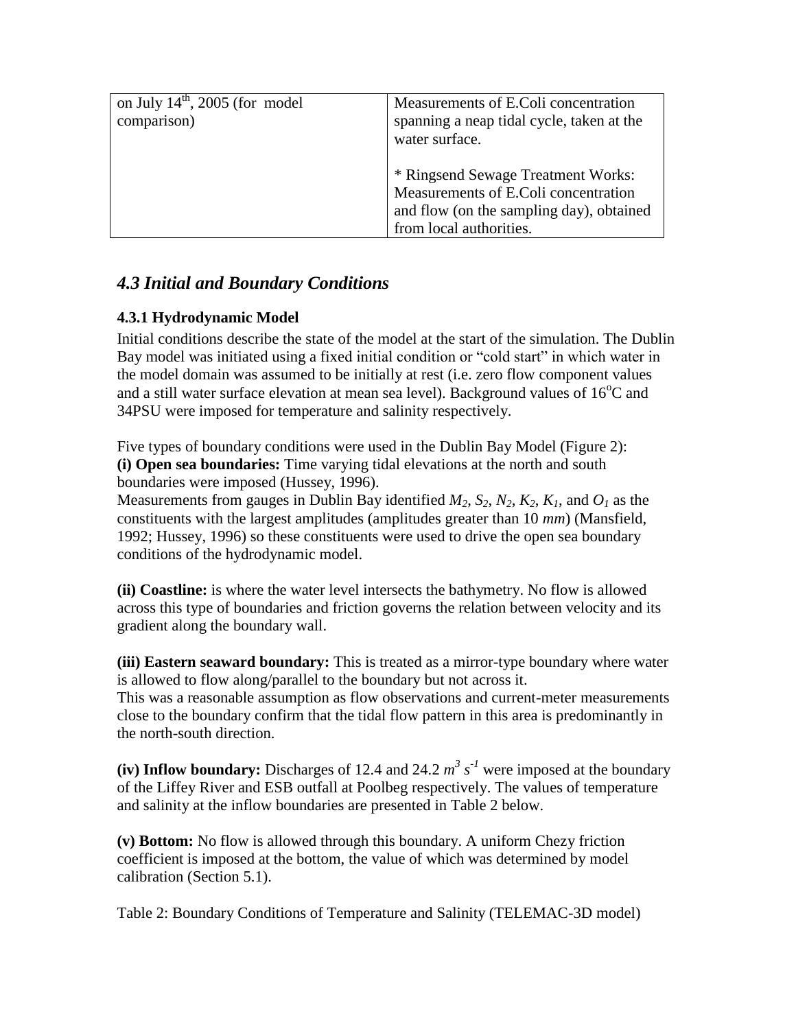| on July 14th, 2005 (for model comparison) | Measurements of E.Coli concentration spanning a neap tidal cycle, taken at the water surface.<br><br>* Ringsend Sewage Treatment Works: Measurements of E.Coli concentration and flow (on the sampling day), obtained from local authorities. |
|---|---|

## *4.3 Initial and Boundary Conditions*

### 4.3.1 Hydrodynamic Model

Initial conditions describe the state of the model at the start of the simulation. The Dublin Bay model was initiated using a fixed initial condition or "cold start" in which water in the model domain was assumed to be initially at rest (i.e. zero flow component values and a still water surface elevation at mean sea level). Background values of 16$^{o}$C and 34PSU were imposed for temperature and salinity respectively.

Five types of boundary conditions were used in the Dublin Bay Model (Figure 2):

**(i) Open sea boundaries:** Time varying tidal elevations at the north and south boundaries were imposed (Hussey, 1996).

Measurements from gauges in Dublin Bay identified $M_2$, $S_2$, $N_2$, $K_2$, $K_1$, and $O_1$ as the constituents with the largest amplitudes (amplitudes greater than 10 *mm*) (Mansfield, 1992; Hussey, 1996) so these constituents were used to drive the open sea boundary conditions of the hydrodynamic model.

**(ii) Coastline:** is where the water level intersects the bathymetry. No flow is allowed across this type of boundaries and friction governs the relation between velocity and its gradient along the boundary wall.

**(iii) Eastern seaward boundary:** This is treated as a mirror-type boundary where water is allowed to flow along/parallel to the boundary but not across it.

This was a reasonable assumption as flow observations and current-meter measurements close to the boundary confirm that the tidal flow pattern in this area is predominantly in the north-south direction.

**(iv) Inflow boundary:** Discharges of 12.4 and 24.2 $m^3 s^{-1}$ were imposed at the boundary of the Liffey River and ESB outfall at Poolbeg respectively. The values of temperature and salinity at the inflow boundaries are presented in Table 2 below.

**(v) Bottom:** No flow is allowed through this boundary. A uniform Chezy friction coefficient is imposed at the bottom, the value of which was determined by model calibration (Section 5.1).

Table 2: Boundary Conditions of Temperature and Salinity (TELEMAC-3D model)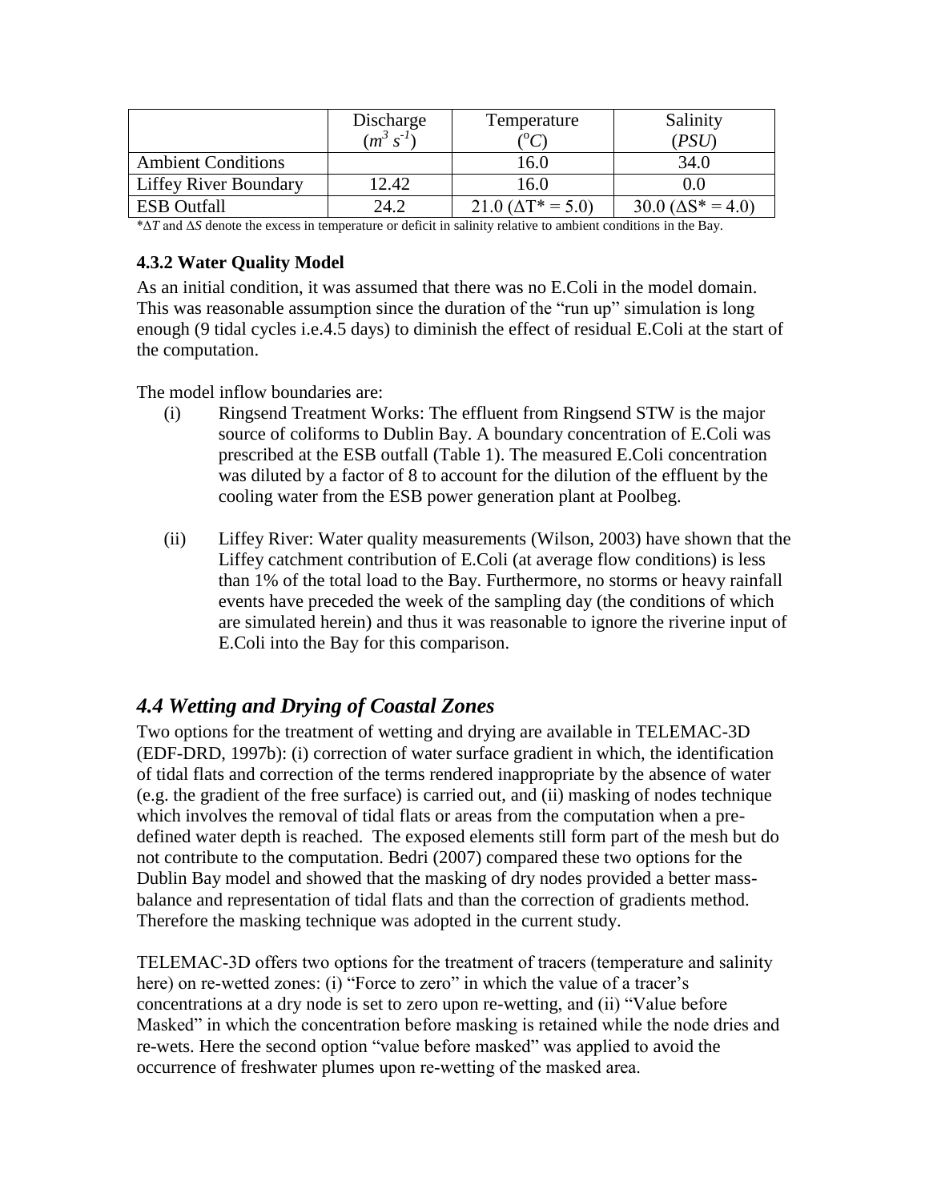| | Discharge ($m^3\ s^{-1}$) | Temperature ($^oC$) | Salinity (*PSU*) |
|---|---|---|---|
| Ambient Conditions | | 16.0 | 34.0 |
| Liffey River Boundary | 12.42 | 16.0 | 0.0 |
| ESB Outfall | 24.2 | 21.0 ($\Delta T^* = 5.0$) | 30.0 ($\Delta S^* = 4.0$) |

*$\Delta T$ and $\Delta S$ denote the excess in temperature or deficit in salinity relative to ambient conditions in the Bay.

### 4.3.2 Water Quality Model

As an initial condition, it was assumed that there was no E.Coli in the model domain. This was reasonable assumption since the duration of the "run up" simulation is long enough (9 tidal cycles i.e.4.5 days) to diminish the effect of residual E.Coli at the start of the computation.

The model inflow boundaries are:

(i) Ringsend Treatment Works: The effluent from Ringsend STW is the major source of coliforms to Dublin Bay. A boundary concentration of E.Coli was prescribed at the ESB outfall (Table 1). The measured E.Coli concentration was diluted by a factor of 8 to account for the dilution of the effluent by the cooling water from the ESB power generation plant at Poolbeg.

(ii) Liffey River: Water quality measurements (Wilson, 2003) have shown that the Liffey catchment contribution of E.Coli (at average flow conditions) is less than 1% of the total load to the Bay. Furthermore, no storms or heavy rainfall events have preceded the week of the sampling day (the conditions of which are simulated herein) and thus it was reasonable to ignore the riverine input of E.Coli into the Bay for this comparison.

## *4.4 Wetting and Drying of Coastal Zones*

Two options for the treatment of wetting and drying are available in TELEMAC-3D (EDF-DRD, 1997b): (i) correction of water surface gradient in which, the identification of tidal flats and correction of the terms rendered inappropriate by the absence of water (e.g. the gradient of the free surface) is carried out, and (ii) masking of nodes technique which involves the removal of tidal flats or areas from the computation when a pre-defined water depth is reached. The exposed elements still form part of the mesh but do not contribute to the computation. Bedri (2007) compared these two options for the Dublin Bay model and showed that the masking of dry nodes provided a better mass-balance and representation of tidal flats and than the correction of gradients method. Therefore the masking technique was adopted in the current study.

TELEMAC-3D offers two options for the treatment of tracers (temperature and salinity here) on re-wetted zones: (i) "Force to zero" in which the value of a tracer's concentrations at a dry node is set to zero upon re-wetting, and (ii) "Value before Masked" in which the concentration before masking is retained while the node dries and re-wets. Here the second option "value before masked" was applied to avoid the occurrence of freshwater plumes upon re-wetting of the masked area.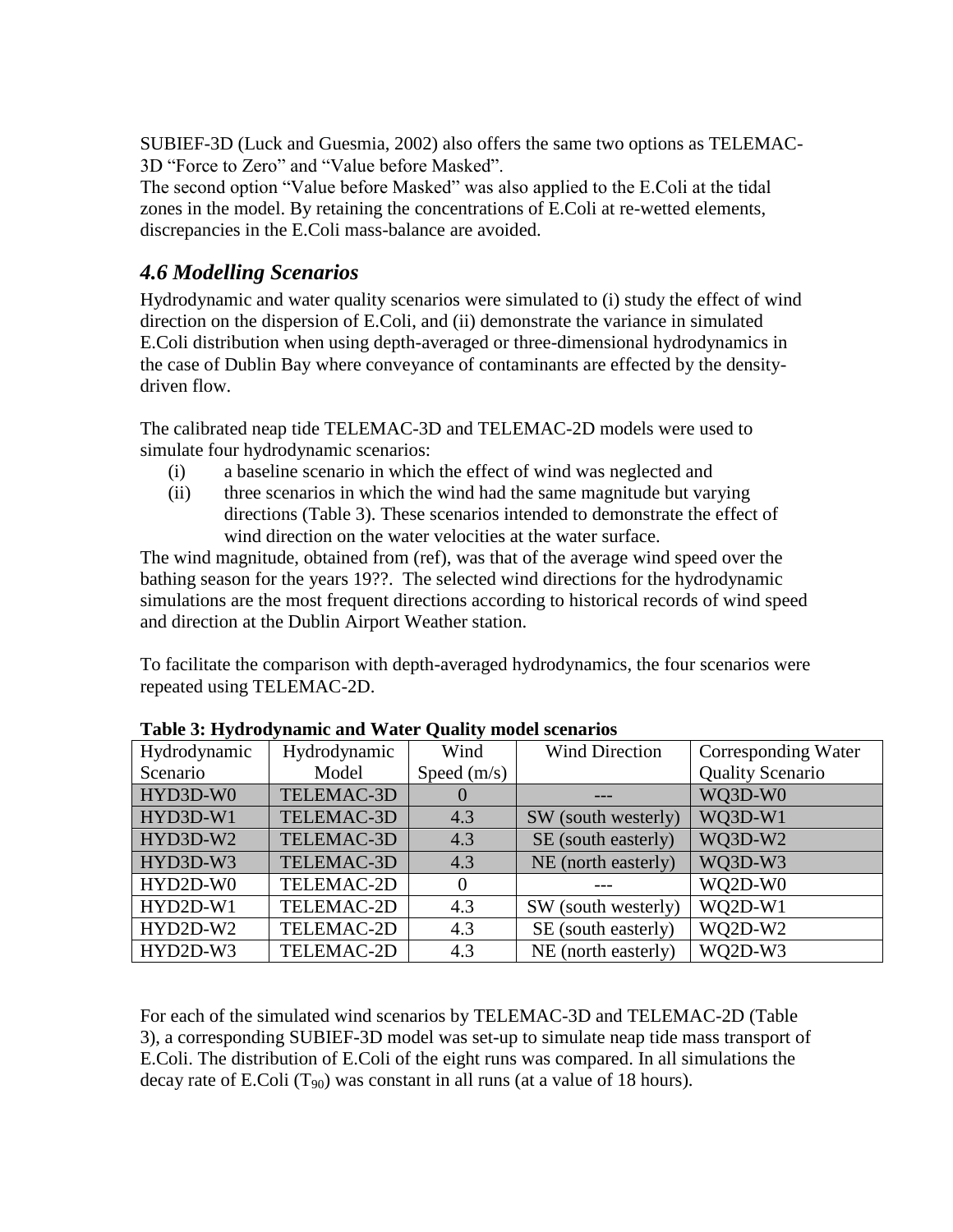SUBIEF-3D (Luck and Guesmia, 2002) also offers the same two options as TELEMAC-3D "Force to Zero" and "Value before Masked".
The second option "Value before Masked" was also applied to the E.Coli at the tidal zones in the model. By retaining the concentrations of E.Coli at re-wetted elements, discrepancies in the E.Coli mass-balance are avoided.

## *4.6 Modelling Scenarios*

Hydrodynamic and water quality scenarios were simulated to (i) study the effect of wind direction on the dispersion of E.Coli, and (ii) demonstrate the variance in simulated E.Coli distribution when using depth-averaged or three-dimensional hydrodynamics in the case of Dublin Bay where conveyance of contaminants are effected by the density-driven flow.

The calibrated neap tide TELEMAC-3D and TELEMAC-2D models were used to simulate four hydrodynamic scenarios:

(i) a baseline scenario in which the effect of wind was neglected and
(ii) three scenarios in which the wind had the same magnitude but varying directions (Table 3). These scenarios intended to demonstrate the effect of wind direction on the water velocities at the water surface.

The wind magnitude, obtained from (ref), was that of the average wind speed over the bathing season for the years 19??. The selected wind directions for the hydrodynamic simulations are the most frequent directions according to historical records of wind speed and direction at the Dublin Airport Weather station.

To facilitate the comparison with depth-averaged hydrodynamics, the four scenarios were repeated using TELEMAC-2D.

**Table 3: Hydrodynamic and Water Quality model scenarios**

| Hydrodynamic Scenario | Hydrodynamic Model | Wind Speed (m/s) | Wind Direction | Corresponding Water Quality Scenario |
|---|---|---|---|---|
| HYD3D-W0 | TELEMAC-3D | 0 | --- | WQ3D-W0 |
| HYD3D-W1 | TELEMAC-3D | 4.3 | SW (south westerly) | WQ3D-W1 |
| HYD3D-W2 | TELEMAC-3D | 4.3 | SE (south easterly) | WQ3D-W2 |
| HYD3D-W3 | TELEMAC-3D | 4.3 | NE (north easterly) | WQ3D-W3 |
| HYD2D-W0 | TELEMAC-2D | 0 | --- | WQ2D-W0 |
| HYD2D-W1 | TELEMAC-2D | 4.3 | SW (south westerly) | WQ2D-W1 |
| HYD2D-W2 | TELEMAC-2D | 4.3 | SE (south easterly) | WQ2D-W2 |
| HYD2D-W3 | TELEMAC-2D | 4.3 | NE (north easterly) | WQ2D-W3 |

For each of the simulated wind scenarios by TELEMAC-3D and TELEMAC-2D (Table 3), a corresponding SUBIEF-3D model was set-up to simulate neap tide mass transport of E.Coli. The distribution of E.Coli of the eight runs was compared. In all simulations the decay rate of E.Coli ($T_{90}$) was constant in all runs (at a value of 18 hours).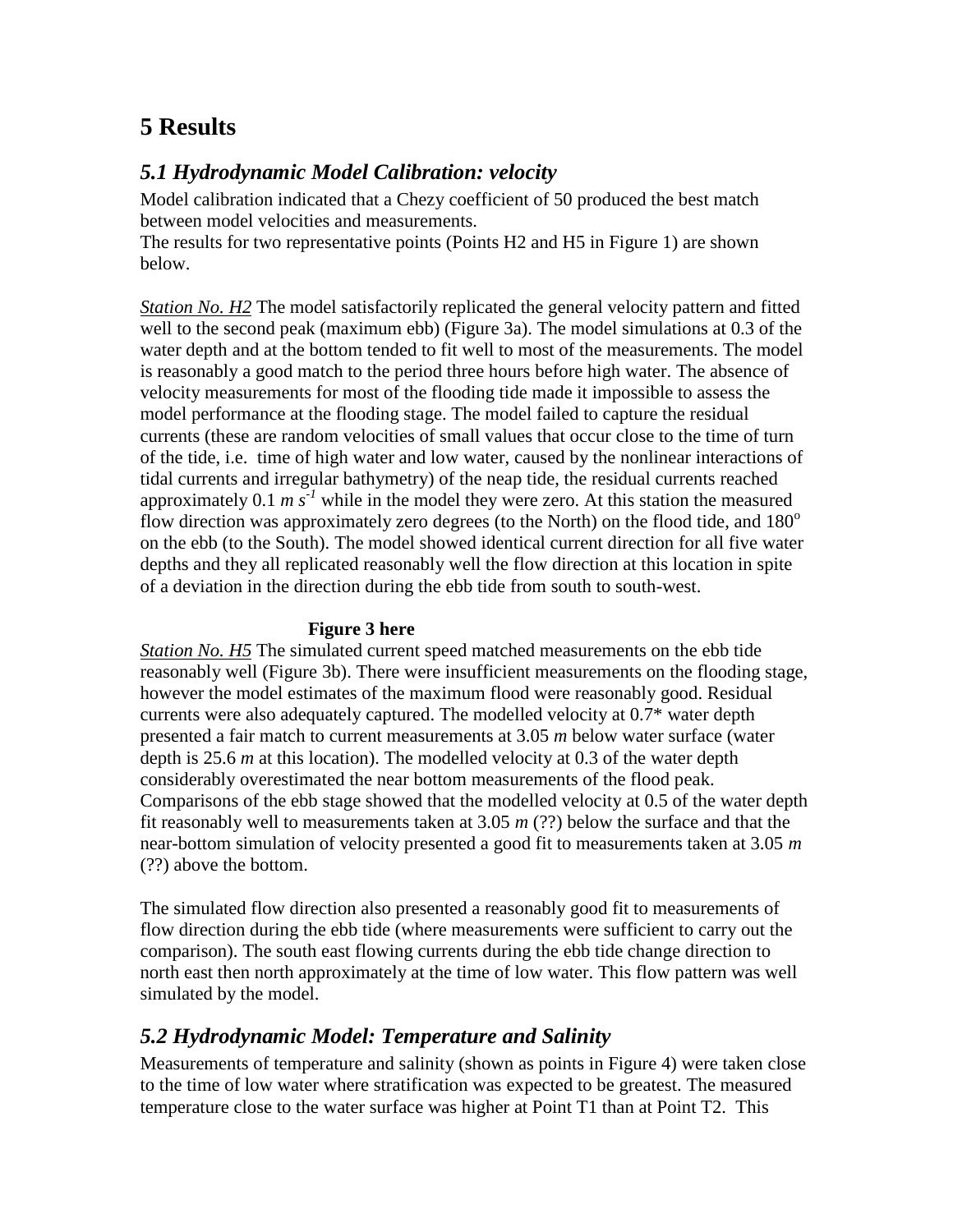# 5 Results

## *5.1 Hydrodynamic Model Calibration: velocity*

Model calibration indicated that a Chezy coefficient of 50 produced the best match between model velocities and measurements.
The results for two representative points (Points H2 and H5 in Figure 1) are shown below.

*Station No. H2* The model satisfactorily replicated the general velocity pattern and fitted well to the second peak (maximum ebb) (Figure 3a). The model simulations at 0.3 of the water depth and at the bottom tended to fit well to most of the measurements. The model is reasonably a good match to the period three hours before high water. The absence of velocity measurements for most of the flooding tide made it impossible to assess the model performance at the flooding stage. The model failed to capture the residual currents (these are random velocities of small values that occur close to the time of turn of the tide, i.e. time of high water and low water, caused by the nonlinear interactions of tidal currents and irregular bathymetry) of the neap tide, the residual currents reached approximately 0.1 $m\ s^{-1}$ while in the model they were zero. At this station the measured flow direction was approximately zero degrees (to the North) on the flood tide, and $180^o$ on the ebb (to the South). The model showed identical current direction for all five water depths and they all replicated reasonably well the flow direction at this location in spite of a deviation in the direction during the ebb tide from south to south-west.

**Figure 3 here**

*Station No. H5* The simulated current speed matched measurements on the ebb tide reasonably well (Figure 3b). There were insufficient measurements on the flooding stage, however the model estimates of the maximum flood were reasonably good. Residual currents were also adequately captured. The modelled velocity at 0.7* water depth presented a fair match to current measurements at 3.05 *m* below water surface (water depth is 25.6 *m* at this location). The modelled velocity at 0.3 of the water depth considerably overestimated the near bottom measurements of the flood peak. Comparisons of the ebb stage showed that the modelled velocity at 0.5 of the water depth fit reasonably well to measurements taken at 3.05 *m* (??) below the surface and that the near-bottom simulation of velocity presented a good fit to measurements taken at 3.05 *m* (??) above the bottom.

The simulated flow direction also presented a reasonably good fit to measurements of flow direction during the ebb tide (where measurements were sufficient to carry out the comparison). The south east flowing currents during the ebb tide change direction to north east then north approximately at the time of low water. This flow pattern was well simulated by the model.

## *5.2 Hydrodynamic Model: Temperature and Salinity*

Measurements of temperature and salinity (shown as points in Figure 4) were taken close to the time of low water where stratification was expected to be greatest. The measured temperature close to the water surface was higher at Point T1 than at Point T2. This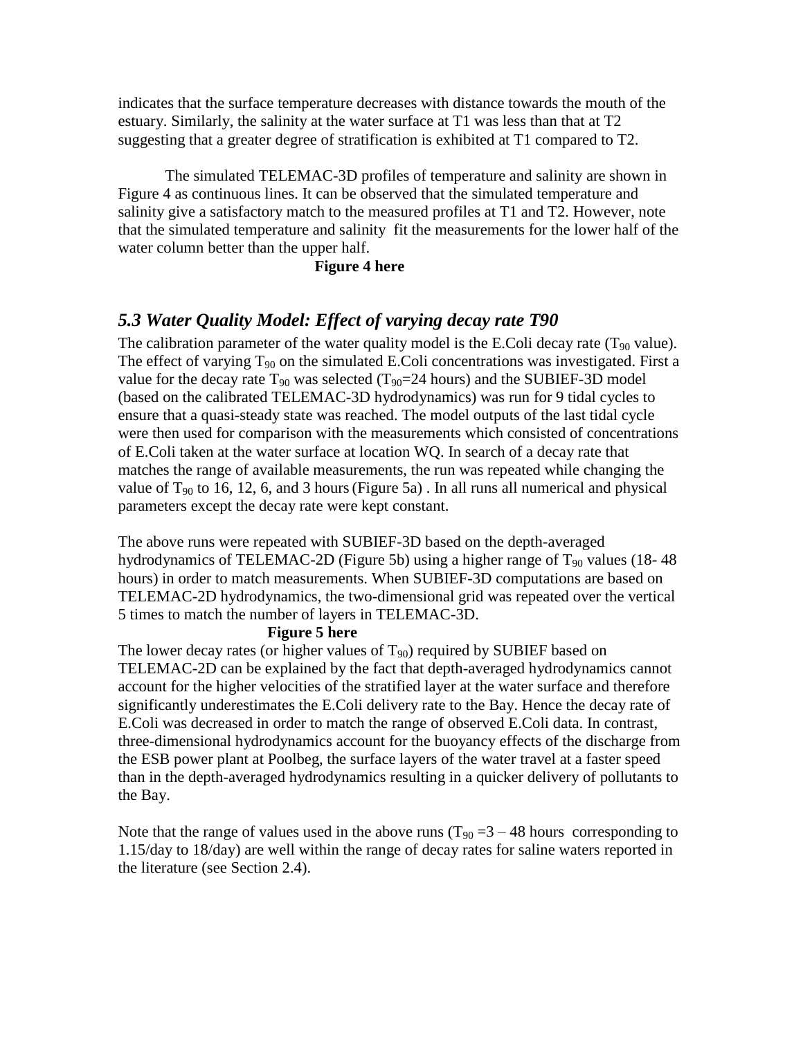indicates that the surface temperature decreases with distance towards the mouth of the estuary. Similarly, the salinity at the water surface at T1 was less than that at T2 suggesting that a greater degree of stratification is exhibited at T1 compared to T2.

The simulated TELEMAC-3D profiles of temperature and salinity are shown in Figure 4 as continuous lines. It can be observed that the simulated temperature and salinity give a satisfactory match to the measured profiles at T1 and T2. However, note that the simulated temperature and salinity fit the measurements for the lower half of the water column better than the upper half.

**Figure 4 here**

### *5.3 Water Quality Model: Effect of varying decay rate T90*

The calibration parameter of the water quality model is the E.Coli decay rate ($T_{90}$ value). The effect of varying $T_{90}$ on the simulated E.Coli concentrations was investigated. First a value for the decay rate $T_{90}$ was selected ($T_{90}$=24 hours) and the SUBIEF-3D model (based on the calibrated TELEMAC-3D hydrodynamics) was run for 9 tidal cycles to ensure that a quasi-steady state was reached. The model outputs of the last tidal cycle were then used for comparison with the measurements which consisted of concentrations of E.Coli taken at the water surface at location WQ. In search of a decay rate that matches the range of available measurements, the run was repeated while changing the value of $T_{90}$ to 16, 12, 6, and 3 hours (Figure 5a) . In all runs all numerical and physical parameters except the decay rate were kept constant.

The above runs were repeated with SUBIEF-3D based on the depth-averaged hydrodynamics of TELEMAC-2D (Figure 5b) using a higher range of $T_{90}$ values (18- 48 hours) in order to match measurements. When SUBIEF-3D computations are based on TELEMAC-2D hydrodynamics, the two-dimensional grid was repeated over the vertical 5 times to match the number of layers in TELEMAC-3D.

**Figure 5 here**

The lower decay rates (or higher values of $T_{90}$) required by SUBIEF based on TELEMAC-2D can be explained by the fact that depth-averaged hydrodynamics cannot account for the higher velocities of the stratified layer at the water surface and therefore significantly underestimates the E.Coli delivery rate to the Bay. Hence the decay rate of E.Coli was decreased in order to match the range of observed E.Coli data. In contrast, three-dimensional hydrodynamics account for the buoyancy effects of the discharge from the ESB power plant at Poolbeg, the surface layers of the water travel at a faster speed than in the depth-averaged hydrodynamics resulting in a quicker delivery of pollutants to the Bay.

Note that the range of values used in the above runs ($T_{90}$ =3 – 48 hours corresponding to 1.15/day to 18/day) are well within the range of decay rates for saline waters reported in the literature (see Section 2.4).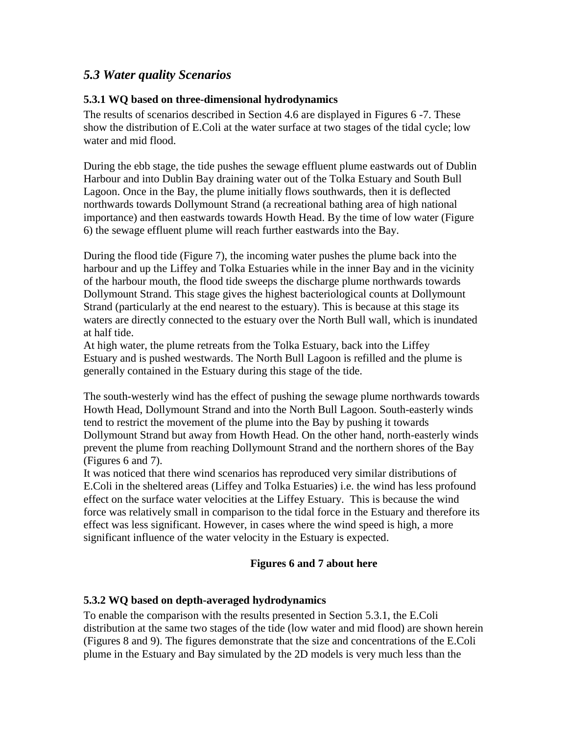## *5.3 Water quality Scenarios*

### 5.3.1 WQ based on three-dimensional hydrodynamics

The results of scenarios described in Section 4.6 are displayed in Figures 6 -7. These show the distribution of E.Coli at the water surface at two stages of the tidal cycle; low water and mid flood.

During the ebb stage, the tide pushes the sewage effluent plume eastwards out of Dublin Harbour and into Dublin Bay draining water out of the Tolka Estuary and South Bull Lagoon. Once in the Bay, the plume initially flows southwards, then it is deflected northwards towards Dollymount Strand (a recreational bathing area of high national importance) and then eastwards towards Howth Head. By the time of low water (Figure 6) the sewage effluent plume will reach further eastwards into the Bay.

During the flood tide (Figure 7), the incoming water pushes the plume back into the harbour and up the Liffey and Tolka Estuaries while in the inner Bay and in the vicinity of the harbour mouth, the flood tide sweeps the discharge plume northwards towards Dollymount Strand. This stage gives the highest bacteriological counts at Dollymount Strand (particularly at the end nearest to the estuary). This is because at this stage its waters are directly connected to the estuary over the North Bull wall, which is inundated at half tide.

At high water, the plume retreats from the Tolka Estuary, back into the Liffey Estuary and is pushed westwards. The North Bull Lagoon is refilled and the plume is generally contained in the Estuary during this stage of the tide.

The south-westerly wind has the effect of pushing the sewage plume northwards towards Howth Head, Dollymount Strand and into the North Bull Lagoon. South-easterly winds tend to restrict the movement of the plume into the Bay by pushing it towards Dollymount Strand but away from Howth Head. On the other hand, north-easterly winds prevent the plume from reaching Dollymount Strand and the northern shores of the Bay (Figures 6 and 7).

It was noticed that there wind scenarios has reproduced very similar distributions of E.Coli in the sheltered areas (Liffey and Tolka Estuaries) i.e. the wind has less profound effect on the surface water velocities at the Liffey Estuary. This is because the wind force was relatively small in comparison to the tidal force in the Estuary and therefore its effect was less significant. However, in cases where the wind speed is high, a more significant influence of the water velocity in the Estuary is expected.

**Figures 6 and 7 about here**

### 5.3.2 WQ based on depth-averaged hydrodynamics

To enable the comparison with the results presented in Section 5.3.1, the E.Coli distribution at the same two stages of the tide (low water and mid flood) are shown herein (Figures 8 and 9). The figures demonstrate that the size and concentrations of the E.Coli plume in the Estuary and Bay simulated by the 2D models is very much less than the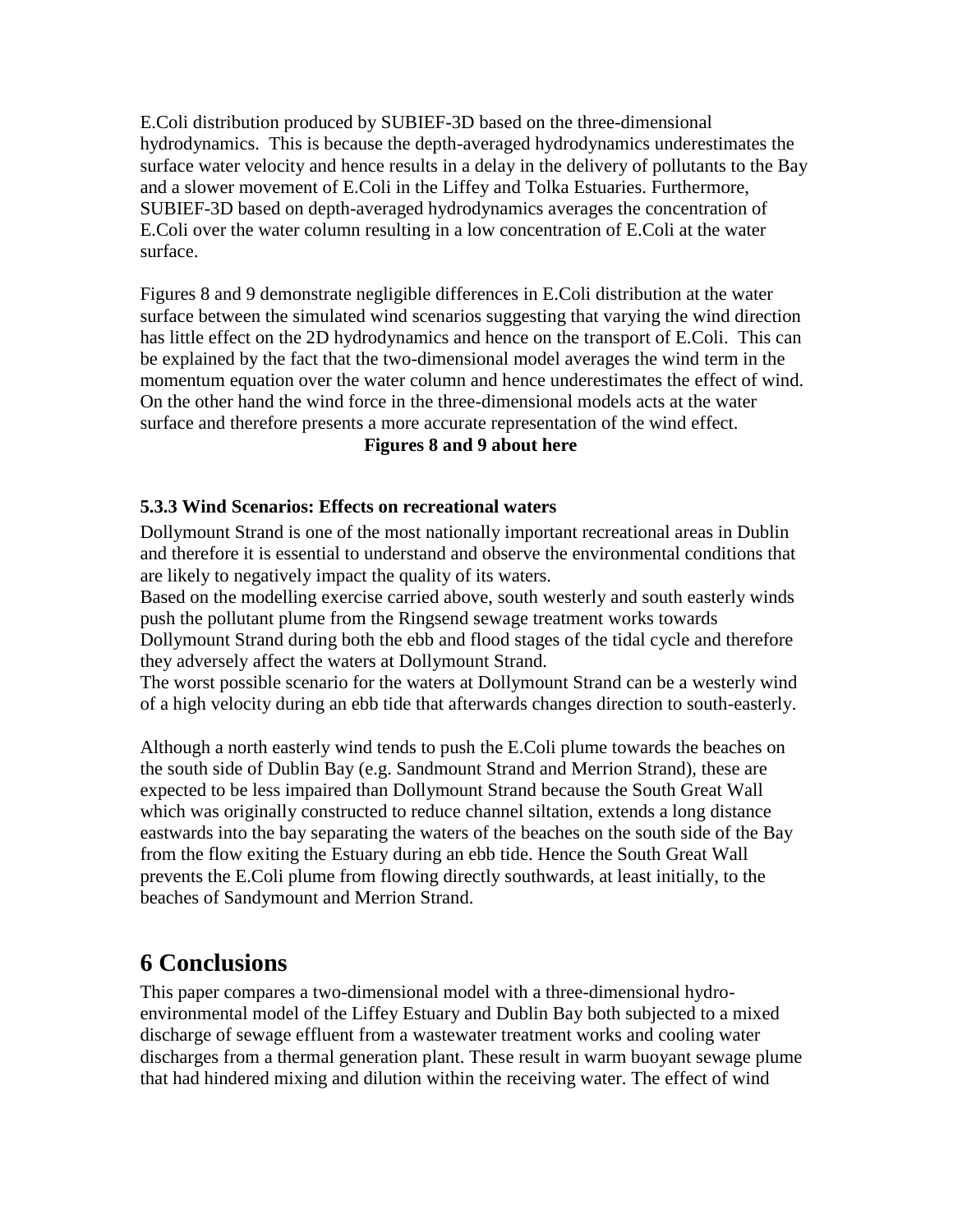E.Coli distribution produced by SUBIEF-3D based on the three-dimensional hydrodynamics. This is because the depth-averaged hydrodynamics underestimates the surface water velocity and hence results in a delay in the delivery of pollutants to the Bay and a slower movement of E.Coli in the Liffey and Tolka Estuaries. Furthermore, SUBIEF-3D based on depth-averaged hydrodynamics averages the concentration of E.Coli over the water column resulting in a low concentration of E.Coli at the water surface.

Figures 8 and 9 demonstrate negligible differences in E.Coli distribution at the water surface between the simulated wind scenarios suggesting that varying the wind direction has little effect on the 2D hydrodynamics and hence on the transport of E.Coli. This can be explained by the fact that the two-dimensional model averages the wind term in the momentum equation over the water column and hence underestimates the effect of wind. On the other hand the wind force in the three-dimensional models acts at the water surface and therefore presents a more accurate representation of the wind effect.

**Figures 8 and 9 about here**

### 5.3.3 Wind Scenarios: Effects on recreational waters

Dollymount Strand is one of the most nationally important recreational areas in Dublin and therefore it is essential to understand and observe the environmental conditions that are likely to negatively impact the quality of its waters.

Based on the modelling exercise carried above, south westerly and south easterly winds push the pollutant plume from the Ringsend sewage treatment works towards Dollymount Strand during both the ebb and flood stages of the tidal cycle and therefore they adversely affect the waters at Dollymount Strand.

The worst possible scenario for the waters at Dollymount Strand can be a westerly wind of a high velocity during an ebb tide that afterwards changes direction to south-easterly.

Although a north easterly wind tends to push the E.Coli plume towards the beaches on the south side of Dublin Bay (e.g. Sandmount Strand and Merrion Strand), these are expected to be less impaired than Dollymount Strand because the South Great Wall which was originally constructed to reduce channel siltation, extends a long distance eastwards into the bay separating the waters of the beaches on the south side of the Bay from the flow exiting the Estuary during an ebb tide. Hence the South Great Wall prevents the E.Coli plume from flowing directly southwards, at least initially, to the beaches of Sandymount and Merrion Strand.

# 6 Conclusions

This paper compares a two-dimensional model with a three-dimensional hydro-environmental model of the Liffey Estuary and Dublin Bay both subjected to a mixed discharge of sewage effluent from a wastewater treatment works and cooling water discharges from a thermal generation plant. These result in warm buoyant sewage plume that had hindered mixing and dilution within the receiving water. The effect of wind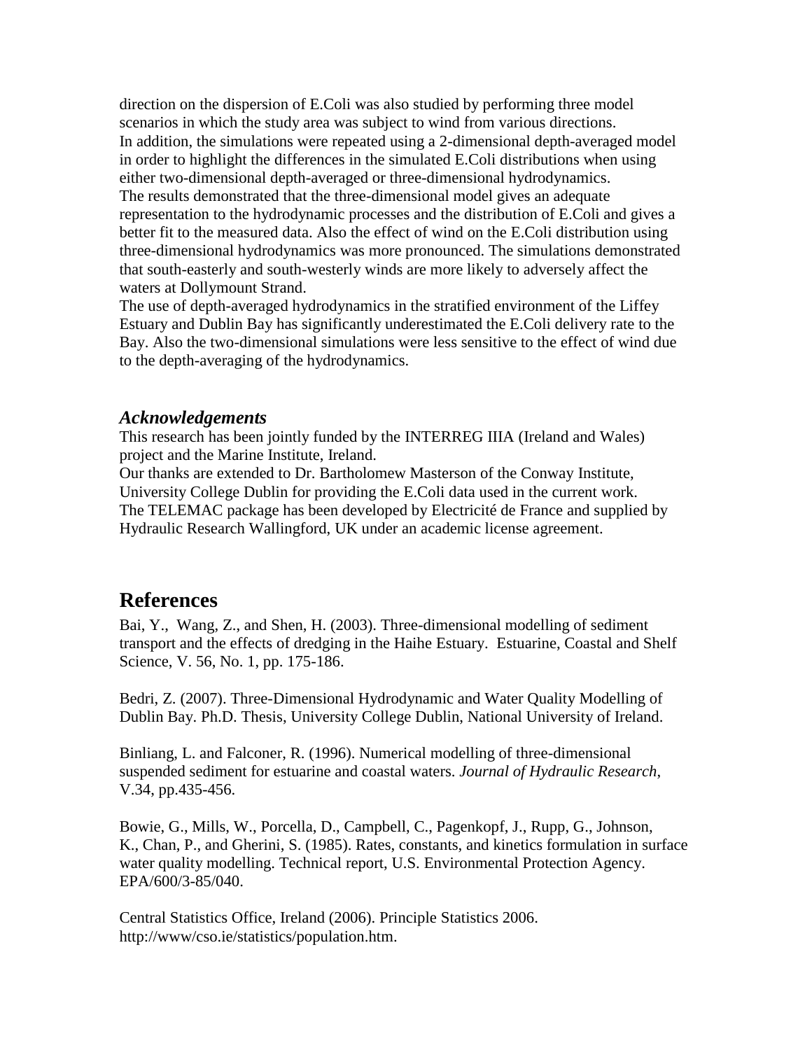direction on the dispersion of E.Coli was also studied by performing three model scenarios in which the study area was subject to wind from various directions.
In addition, the simulations were repeated using a 2-dimensional depth-averaged model in order to highlight the differences in the simulated E.Coli distributions when using either two-dimensional depth-averaged or three-dimensional hydrodynamics.
The results demonstrated that the three-dimensional model gives an adequate representation to the hydrodynamic processes and the distribution of E.Coli and gives a better fit to the measured data. Also the effect of wind on the E.Coli distribution using three-dimensional hydrodynamics was more pronounced. The simulations demonstrated that south-easterly and south-westerly winds are more likely to adversely affect the waters at Dollymount Strand.
The use of depth-averaged hydrodynamics in the stratified environment of the Liffey Estuary and Dublin Bay has significantly underestimated the E.Coli delivery rate to the Bay. Also the two-dimensional simulations were less sensitive to the effect of wind due to the depth-averaging of the hydrodynamics.

### *Acknowledgements*

This research has been jointly funded by the INTERREG IIIA (Ireland and Wales) project and the Marine Institute, Ireland.
Our thanks are extended to Dr. Bartholomew Masterson of the Conway Institute, University College Dublin for providing the E.Coli data used in the current work.
The TELEMAC package has been developed by Electricité de France and supplied by Hydraulic Research Wallingford, UK under an academic license agreement.

## References

Bai, Y., Wang, Z., and Shen, H. (2003). Three-dimensional modelling of sediment transport and the effects of dredging in the Haihe Estuary. Estuarine, Coastal and Shelf Science, V. 56, No. 1, pp. 175-186.

Bedri, Z. (2007). Three-Dimensional Hydrodynamic and Water Quality Modelling of Dublin Bay. Ph.D. Thesis, University College Dublin, National University of Ireland.

Binliang, L. and Falconer, R. (1996). Numerical modelling of three-dimensional suspended sediment for estuarine and coastal waters. *Journal of Hydraulic Research*, V.34, pp.435-456.

Bowie, G., Mills, W., Porcella, D., Campbell, C., Pagenkopf, J., Rupp, G., Johnson, K., Chan, P., and Gherini, S. (1985). Rates, constants, and kinetics formulation in surface water quality modelling. Technical report, U.S. Environmental Protection Agency. EPA/600/3-85/040.

Central Statistics Office, Ireland (2006). Principle Statistics 2006. http://www/cso.ie/statistics/population.htm.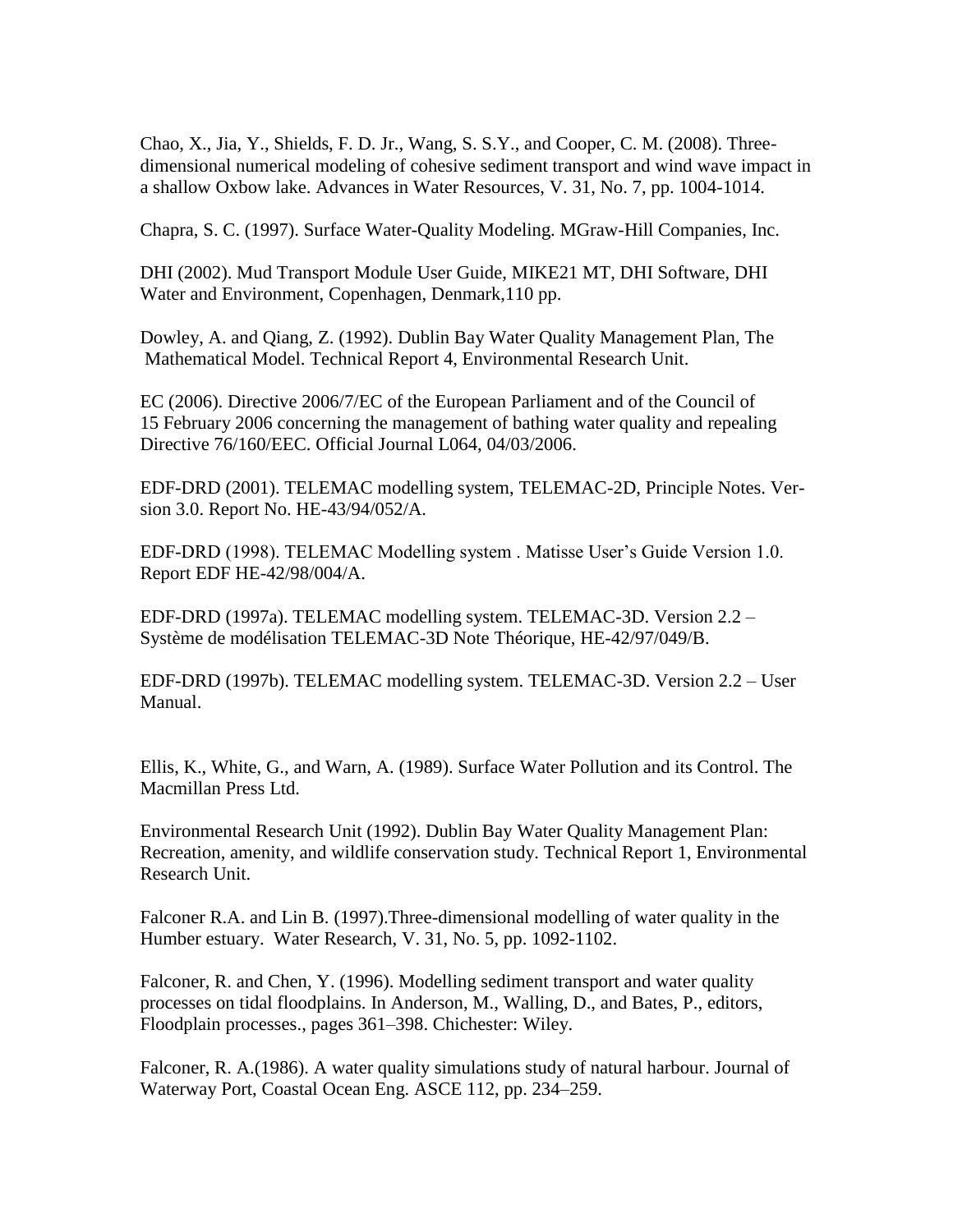Chao, X., Jia, Y., Shields, F. D. Jr., Wang, S. S.Y., and Cooper, C. M. (2008). Three-dimensional numerical modeling of cohesive sediment transport and wind wave impact in a shallow Oxbow lake. Advances in Water Resources, V. 31, No. 7, pp. 1004-1014.

Chapra, S. C. (1997). Surface Water-Quality Modeling. MGraw-Hill Companies, Inc.

DHI (2002). Mud Transport Module User Guide, MIKE21 MT, DHI Software, DHI Water and Environment, Copenhagen, Denmark,110 pp.

Dowley, A. and Qiang, Z. (1992). Dublin Bay Water Quality Management Plan, The Mathematical Model. Technical Report 4, Environmental Research Unit.

EC (2006). Directive 2006/7/EC of the European Parliament and of the Council of 15 February 2006 concerning the management of bathing water quality and repealing Directive 76/160/EEC. Official Journal L064, 04/03/2006.

EDF-DRD (2001). TELEMAC modelling system, TELEMAC-2D, Principle Notes. Version 3.0. Report No. HE-43/94/052/A.

EDF-DRD (1998). TELEMAC Modelling system . Matisse User's Guide Version 1.0. Report EDF HE-42/98/004/A.

EDF-DRD (1997a). TELEMAC modelling system. TELEMAC-3D. Version 2.2 – Système de modélisation TELEMAC-3D Note Théorique, HE-42/97/049/B.

EDF-DRD (1997b). TELEMAC modelling system. TELEMAC-3D. Version 2.2 – User Manual.

Ellis, K., White, G., and Warn, A. (1989). Surface Water Pollution and its Control. The Macmillan Press Ltd.

Environmental Research Unit (1992). Dublin Bay Water Quality Management Plan: Recreation, amenity, and wildlife conservation study. Technical Report 1, Environmental Research Unit.

Falconer R.A. and Lin B. (1997).Three-dimensional modelling of water quality in the Humber estuary. Water Research, V. 31, No. 5, pp. 1092-1102.

Falconer, R. and Chen, Y. (1996). Modelling sediment transport and water quality processes on tidal floodplains. In Anderson, M., Walling, D., and Bates, P., editors, Floodplain processes., pages 361–398. Chichester: Wiley.

Falconer, R. A.(1986). A water quality simulations study of natural harbour. Journal of Waterway Port, Coastal Ocean Eng. ASCE 112, pp. 234–259.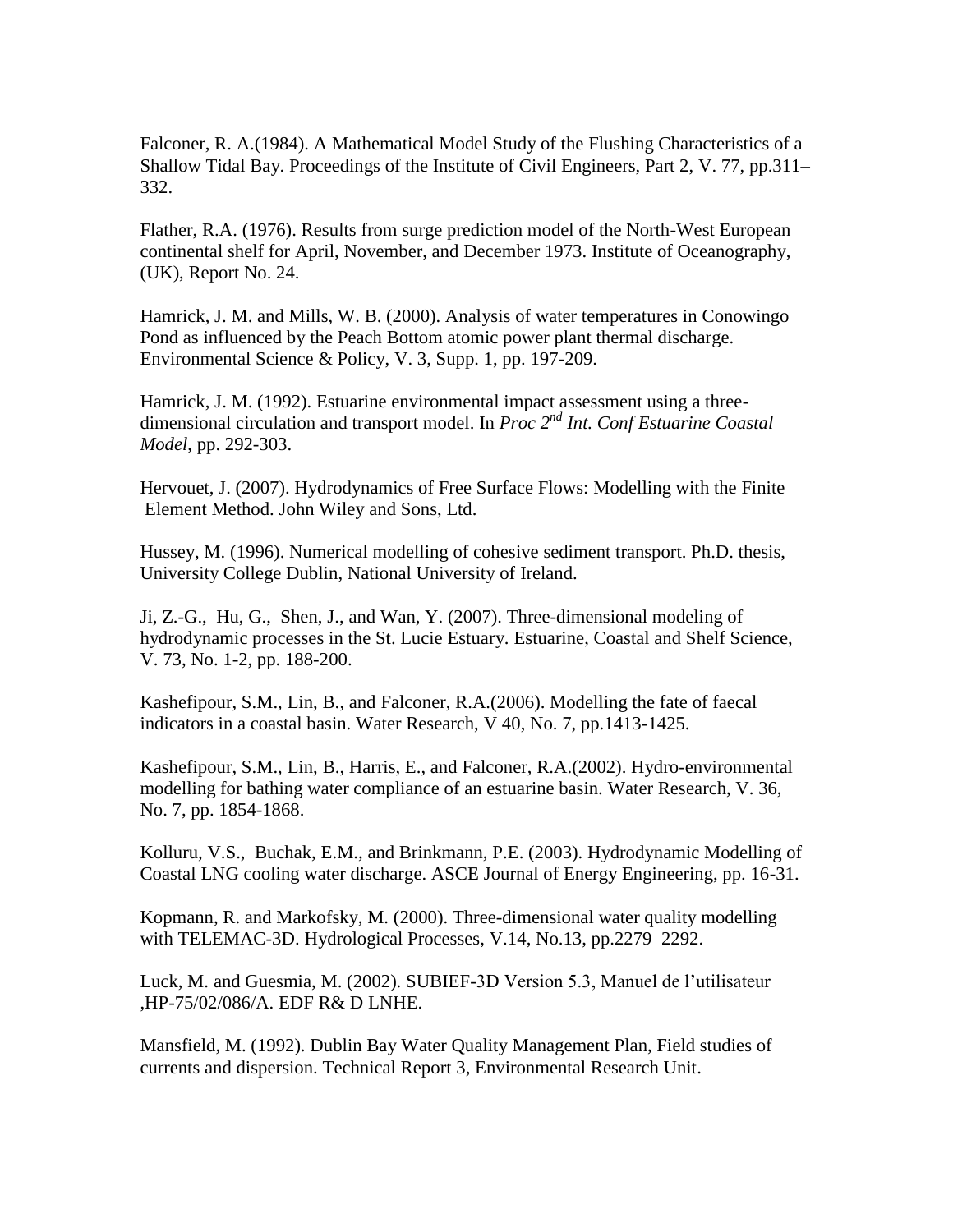Falconer, R. A.(1984). A Mathematical Model Study of the Flushing Characteristics of a Shallow Tidal Bay. Proceedings of the Institute of Civil Engineers, Part 2, V. 77, pp.311–332.

Flather, R.A. (1976). Results from surge prediction model of the North-West European continental shelf for April, November, and December 1973. Institute of Oceanography, (UK), Report No. 24.

Hamrick, J. M. and Mills, W. B. (2000). Analysis of water temperatures in Conowingo Pond as influenced by the Peach Bottom atomic power plant thermal discharge. Environmental Science & Policy, V. 3, Supp. 1, pp. 197-209.

Hamrick, J. M. (1992). Estuarine environmental impact assessment using a three-dimensional circulation and transport model. In *Proc 2nd Int. Conf Estuarine Coastal Model*, pp. 292-303.

Hervouet, J. (2007). Hydrodynamics of Free Surface Flows: Modelling with the Finite Element Method. John Wiley and Sons, Ltd.

Hussey, M. (1996). Numerical modelling of cohesive sediment transport. Ph.D. thesis, University College Dublin, National University of Ireland.

Ji, Z.-G., Hu, G., Shen, J., and Wan, Y. (2007). Three-dimensional modeling of hydrodynamic processes in the St. Lucie Estuary. Estuarine, Coastal and Shelf Science, V. 73, No. 1-2, pp. 188-200.

Kashefipour, S.M., Lin, B., and Falconer, R.A.(2006). Modelling the fate of faecal indicators in a coastal basin. Water Research, V 40, No. 7, pp.1413-1425.

Kashefipour, S.M., Lin, B., Harris, E., and Falconer, R.A.(2002). Hydro-environmental modelling for bathing water compliance of an estuarine basin. Water Research, V. 36, No. 7, pp. 1854-1868.

Kolluru, V.S., Buchak, E.M., and Brinkmann, P.E. (2003). Hydrodynamic Modelling of Coastal LNG cooling water discharge. ASCE Journal of Energy Engineering, pp. 16-31.

Kopmann, R. and Markofsky, M. (2000). Three-dimensional water quality modelling with TELEMAC-3D. Hydrological Processes, V.14, No.13, pp.2279–2292.

Luck, M. and Guesmia, M. (2002). SUBIEF-3D Version 5.3, Manuel de l'utilisateur ,HP-75/02/086/A. EDF R& D LNHE.

Mansfield, M. (1992). Dublin Bay Water Quality Management Plan, Field studies of currents and dispersion. Technical Report 3, Environmental Research Unit.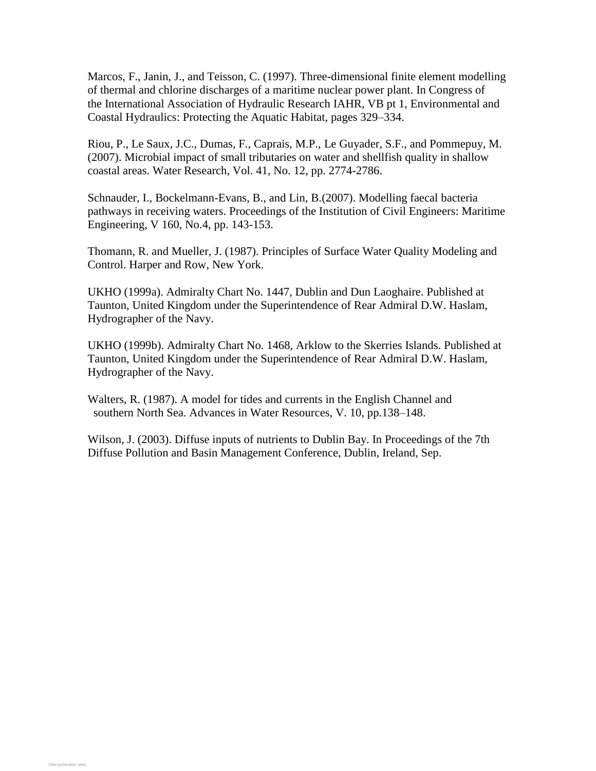Marcos, F., Janin, J., and Teisson, C. (1997). Three-dimensional finite element modelling of thermal and chlorine discharges of a maritime nuclear power plant. In Congress of the International Association of Hydraulic Research IAHR, VB pt 1, Environmental and Coastal Hydraulics: Protecting the Aquatic Habitat, pages 329–334.

Riou, P., Le Saux, J.C., Dumas, F., Caprais, M.P., Le Guyader, S.F., and Pommepuy, M. (2007). Microbial impact of small tributaries on water and shellfish quality in shallow coastal areas. Water Research, Vol. 41, No. 12, pp. 2774-2786.

Schnauder, I., Bockelmann-Evans, B., and Lin, B.(2007). Modelling faecal bacteria pathways in receiving waters. Proceedings of the Institution of Civil Engineers: Maritime Engineering, V 160, No.4, pp. 143-153.

Thomann, R. and Mueller, J. (1987). Principles of Surface Water Quality Modeling and Control. Harper and Row, New York.

UKHO (1999a). Admiralty Chart No. 1447, Dublin and Dun Laoghaire. Published at Taunton, United Kingdom under the Superintendence of Rear Admiral D.W. Haslam, Hydrographer of the Navy.

UKHO (1999b). Admiralty Chart No. 1468, Arklow to the Skerries Islands. Published at Taunton, United Kingdom under the Superintendence of Rear Admiral D.W. Haslam, Hydrographer of the Navy.

Walters, R. (1987). A model for tides and currents in the English Channel and southern North Sea. Advances in Water Resources, V. 10, pp.138–148.

Wilson, J. (2003). Diffuse inputs of nutrients to Dublin Bay. In Proceedings of the 7th Diffuse Pollution and Basin Management Conference, Dublin, Ireland, Sep.